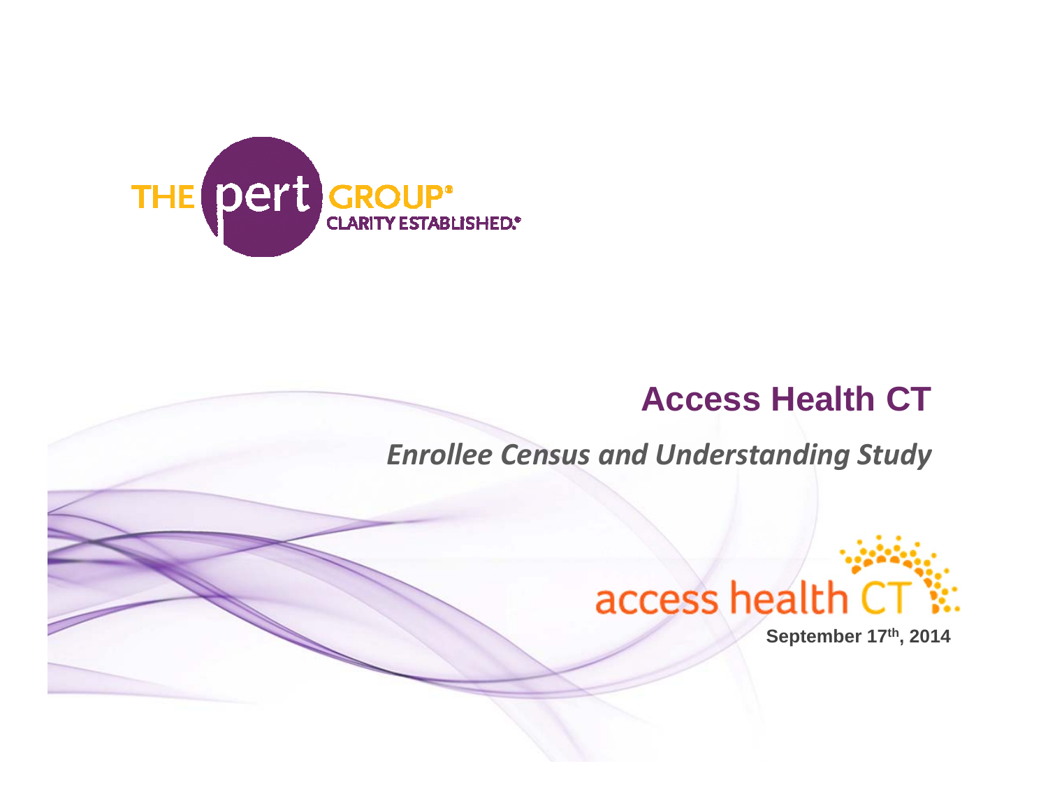THE pert GROUP®
CLARITY ESTABLISHED.®

# Access Health CT

*Enrollee Census and Understanding Study*

access health CT

**September 17th, 2014**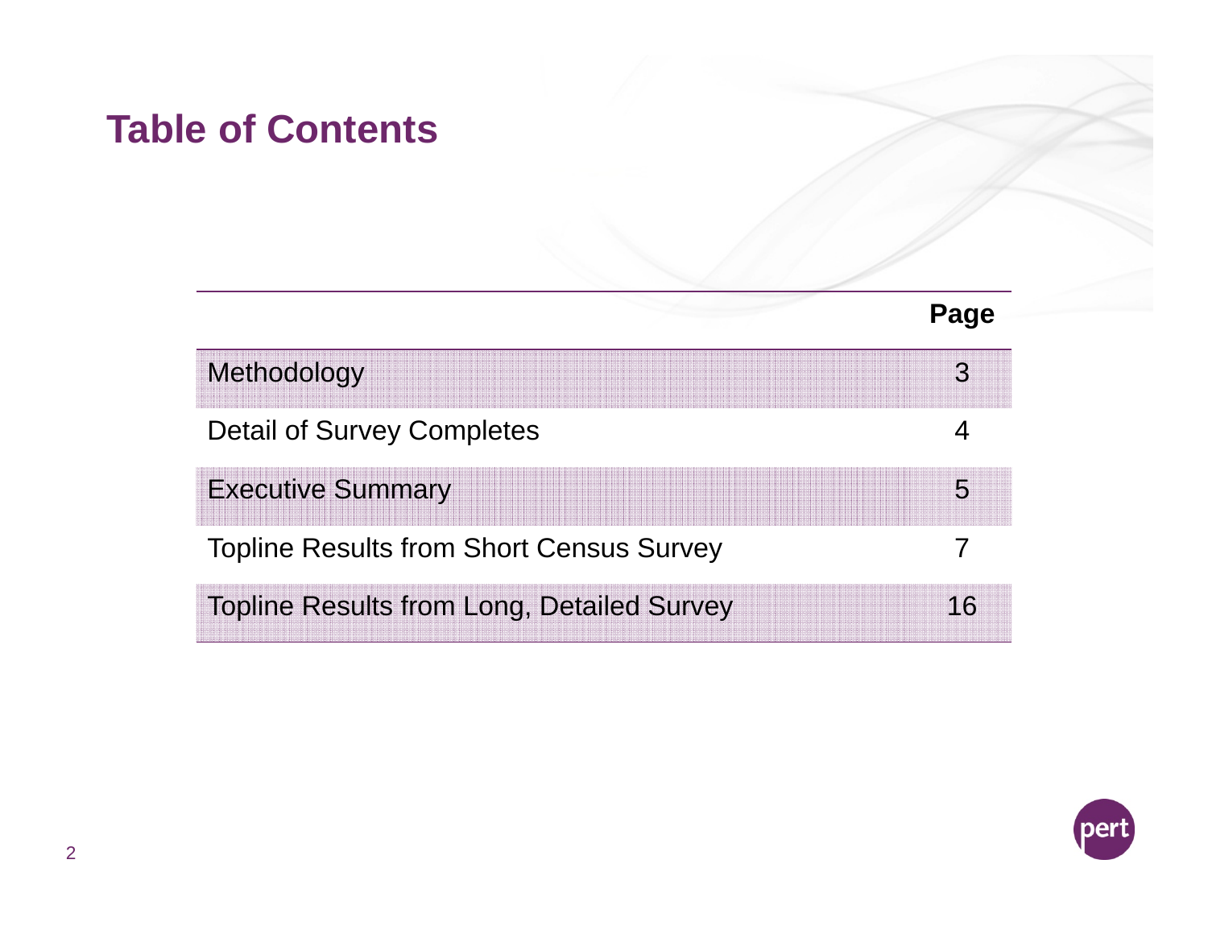# Table of Contents

| | Page |
|---|---|
| Methodology | 3 |
| Detail of Survey Completes | 4 |
| Executive Summary | 5 |
| Topline Results from Short Census Survey | 7 |
| Topline Results from Long, Detailed Survey | 16 |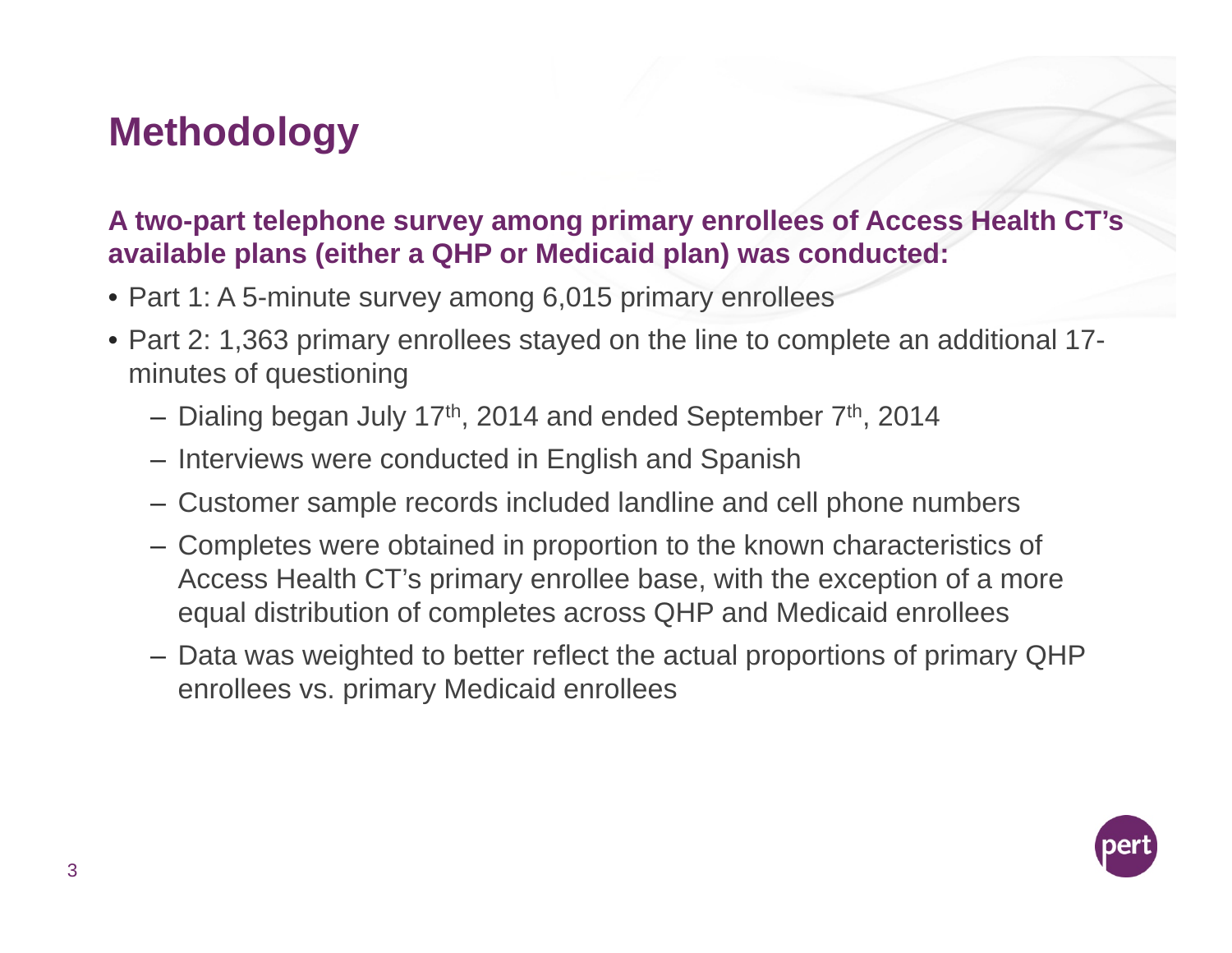# Methodology

**A two-part telephone survey among primary enrollees of Access Health CT's available plans (either a QHP or Medicaid plan) was conducted:**

- Part 1: A 5-minute survey among 6,015 primary enrollees
- Part 2: 1,363 primary enrollees stayed on the line to complete an additional 17-minutes of questioning
  - Dialing began July 17th, 2014 and ended September 7th, 2014
  - Interviews were conducted in English and Spanish
  - Customer sample records included landline and cell phone numbers
  - Completes were obtained in proportion to the known characteristics of Access Health CT's primary enrollee base, with the exception of a more equal distribution of completes across QHP and Medicaid enrollees
  - Data was weighted to better reflect the actual proportions of primary QHP enrollees vs. primary Medicaid enrollees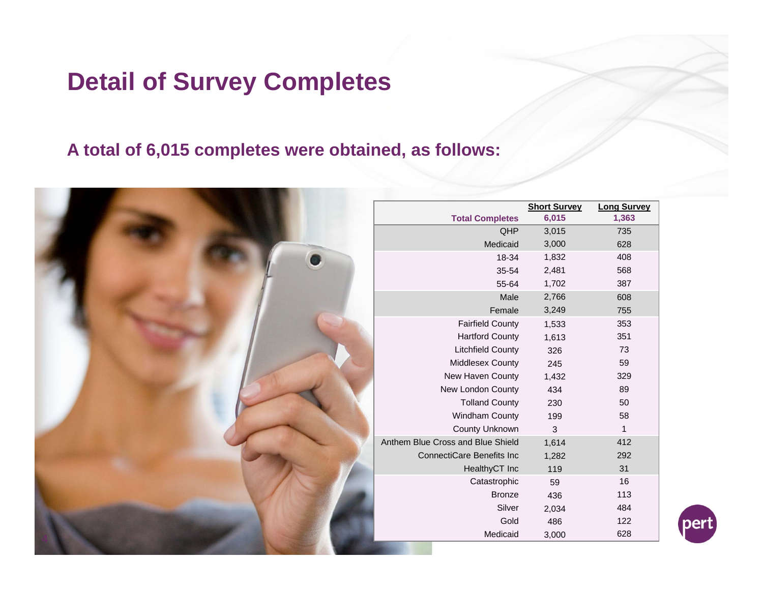# Detail of Survey Completes

**A total of 6,015 completes were obtained, as follows:**

| | Short Survey | Long Survey |
|---|---|---|
| **Total Completes** | **6,015** | **1,363** |
| QHP | 3,015 | 735 |
| Medicaid | 3,000 | 628 |
| 18-34 | 1,832 | 408 |
| 35-54 | 2,481 | 568 |
| 55-64 | 1,702 | 387 |
| Male | 2,766 | 608 |
| Female | 3,249 | 755 |
| Fairfield County | 1,533 | 353 |
| Hartford County | 1,613 | 351 |
| Litchfield County | 326 | 73 |
| Middlesex County | 245 | 59 |
| New Haven County | 1,432 | 329 |
| New London County | 434 | 89 |
| Tolland County | 230 | 50 |
| Windham County | 199 | 58 |
| County Unknown | 3 | 1 |
| Anthem Blue Cross and Blue Shield | 1,614 | 412 |
| ConnectiCare Benefits Inc | 1,282 | 292 |
| HealthyCT Inc | 119 | 31 |
| Catastrophic | 59 | 16 |
| Bronze | 436 | 113 |
| Silver | 2,034 | 484 |
| Gold | 486 | 122 |
| Medicaid | 3,000 | 628 |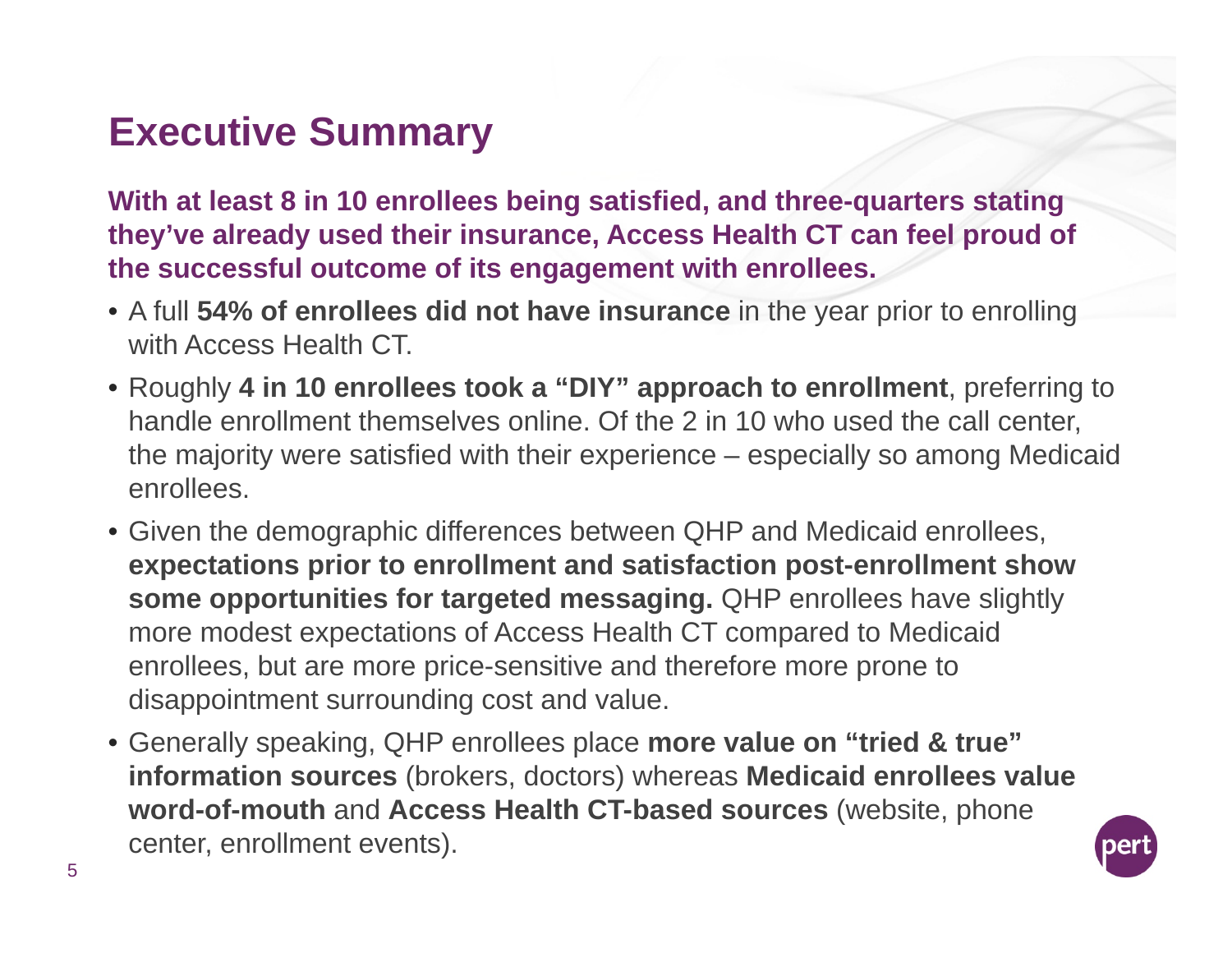# Executive Summary

**With at least 8 in 10 enrollees being satisfied, and three-quarters stating they've already used their insurance, Access Health CT can feel proud of the successful outcome of its engagement with enrollees.**

- A full **54% of enrollees did not have insurance** in the year prior to enrolling with Access Health CT.
- Roughly **4 in 10 enrollees took a "DIY" approach to enrollment**, preferring to handle enrollment themselves online. Of the 2 in 10 who used the call center, the majority were satisfied with their experience – especially so among Medicaid enrollees.
- Given the demographic differences between QHP and Medicaid enrollees, **expectations prior to enrollment and satisfaction post-enrollment show some opportunities for targeted messaging.** QHP enrollees have slightly more modest expectations of Access Health CT compared to Medicaid enrollees, but are more price-sensitive and therefore more prone to disappointment surrounding cost and value.
- Generally speaking, QHP enrollees place **more value on "tried & true" information sources** (brokers, doctors) whereas **Medicaid enrollees value word-of-mouth** and **Access Health CT-based sources** (website, phone center, enrollment events).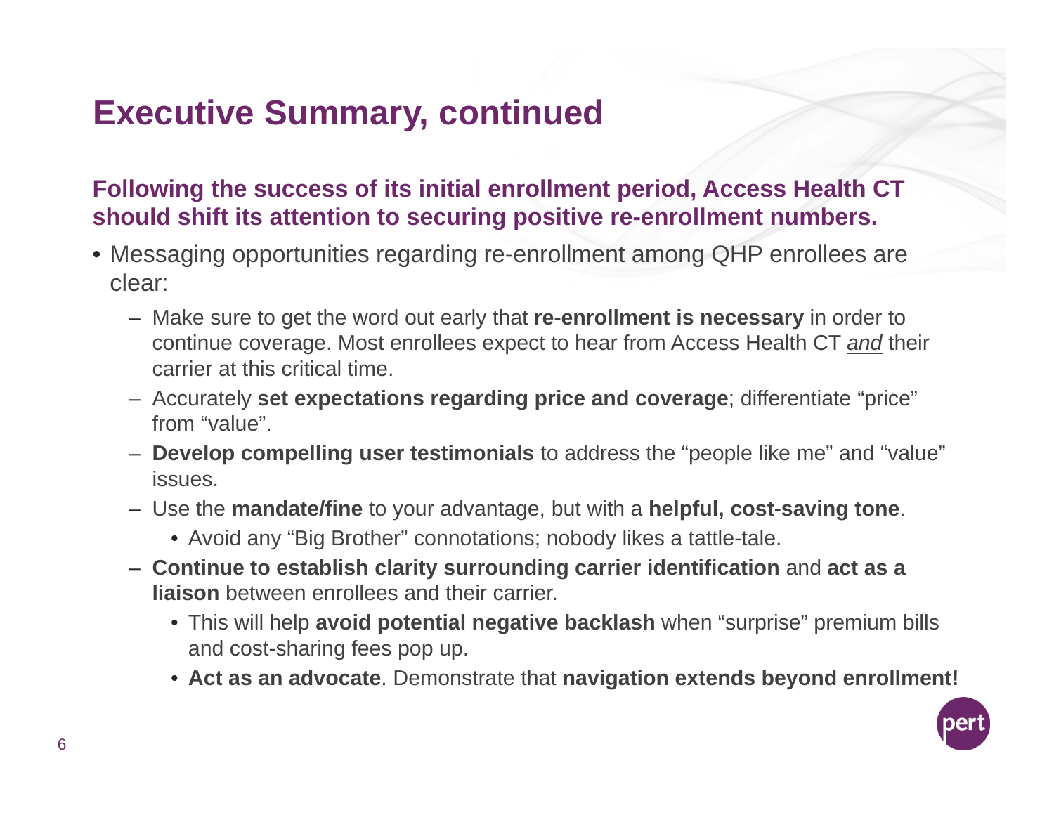# Executive Summary, continued

**Following the success of its initial enrollment period, Access Health CT should shift its attention to securing positive re-enrollment numbers.**

- Messaging opportunities regarding re-enrollment among QHP enrollees are clear:
  - Make sure to get the word out early that **re-enrollment is necessary** in order to continue coverage. Most enrollees expect to hear from Access Health CT *and* their carrier at this critical time.
  - Accurately **set expectations regarding price and coverage**; differentiate "price" from "value".
  - **Develop compelling user testimonials** to address the "people like me" and "value" issues.
  - Use the **mandate/fine** to your advantage, but with a **helpful, cost-saving tone**.
    - Avoid any "Big Brother" connotations; nobody likes a tattle-tale.
  - **Continue to establish clarity surrounding carrier identification** and **act as a liaison** between enrollees and their carrier.
    - This will help **avoid potential negative backlash** when "surprise" premium bills and cost-sharing fees pop up.
    - **Act as an advocate**. Demonstrate that **navigation extends beyond enrollment!**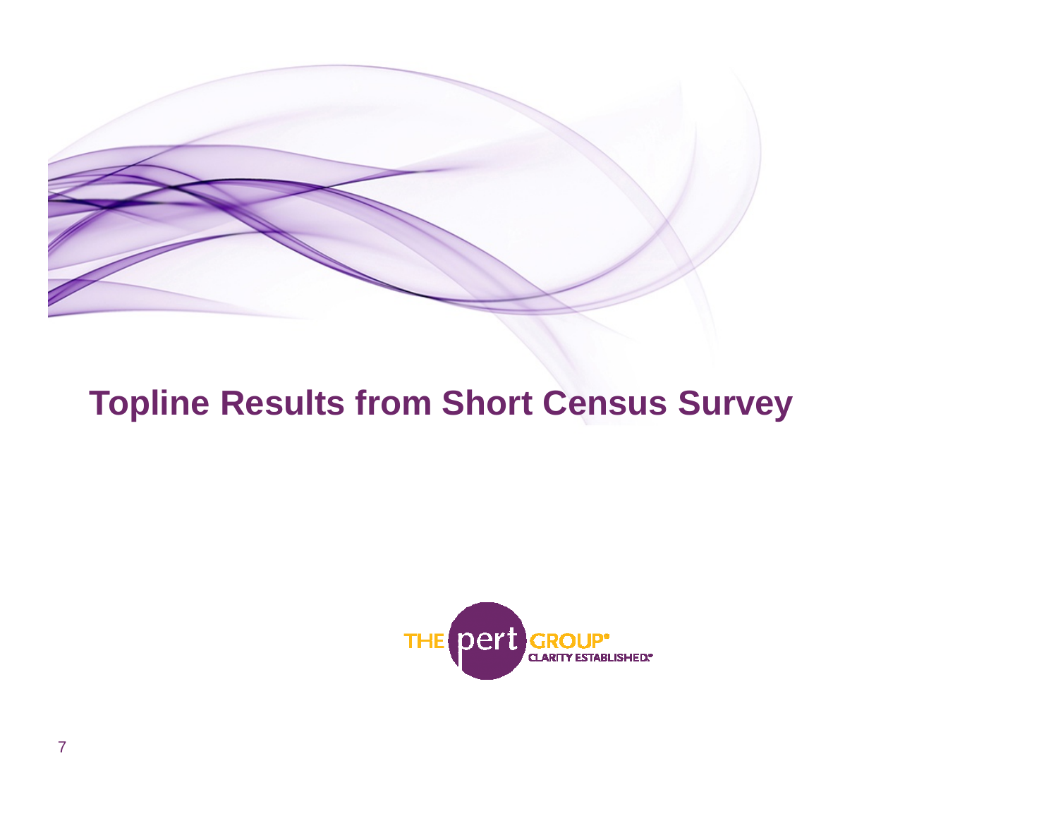# Topline Results from Short Census Survey

THE pert GROUP®
CLARITY ESTABLISHED.®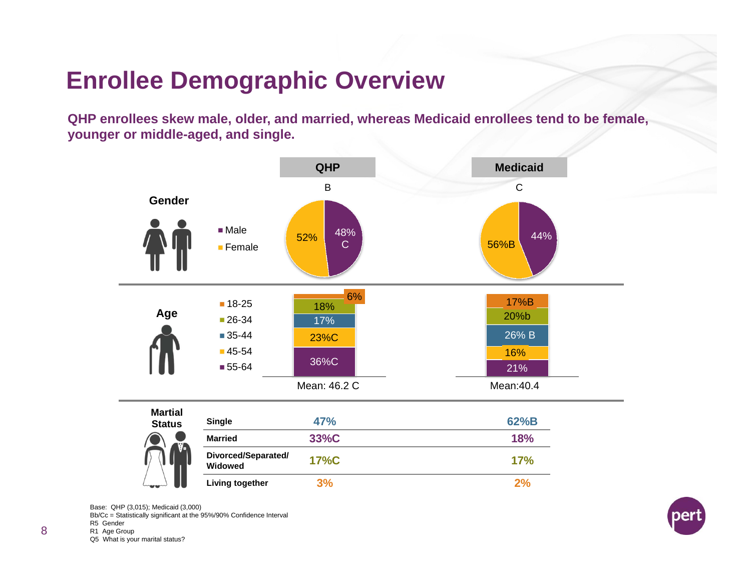# Enrollee Demographic Overview

**QHP enrollees skew male, older, and married, whereas Medicaid enrollees tend to be female, younger or middle-aged, and single.**

| | | QHP (B) | Medicaid (C) |
|---|---|---|---|
| **Gender** | Male | 48%C | 44% |
| | Female | 52% | 56%B |
| **Age** | 18-25 | 6% | 17%B |
| | 26-34 | 18% | 20%b |
| | 35-44 | 17% | 26% B |
| | 45-54 | 23%C | 16% |
| | 55-64 | 36%C | 21% |
| | | Mean: 46.2 C | Mean: 40.4 |
| **Martial Status** | Single | 47% | 62%B |
| | Married | 33%C | 18% |
| | Divorced/Separated/ Widowed | 17%C | 17% |
| | Living together | 3% | 2% |

Base: QHP (3,015); Medicaid (3,000)
Bb/Cc = Statistically significant at the 95%/90% Confidence Interval
R5 Gender
R1 Age Group
Q5 What is your marital status?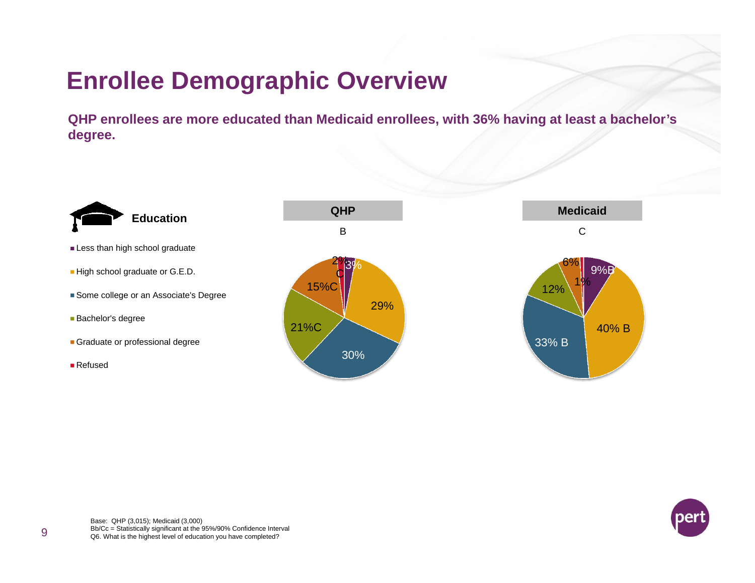# Enrollee Demographic Overview

**QHP enrollees are more educated than Medicaid enrollees, with 36% having at least a bachelor's degree.**

## Education

| Education | QHP (B) | Medicaid (C) |
|---|---|---|
| Less than high school graduate | 3% | 9%B |
| High school graduate or G.E.D. | 29% | 40% B |
| Some college or an Associate's Degree | 30% | 33% B |
| Bachelor's degree | 21%C | 12% |
| Graduate or professional degree | 15%C | 6% |
| Refused | 2% C | 1% |

Base: QHP (3,015); Medicaid (3,000)
Bb/Cc = Statistically significant at the 95%/90% Confidence Interval
Q6. What is the highest level of education you have completed?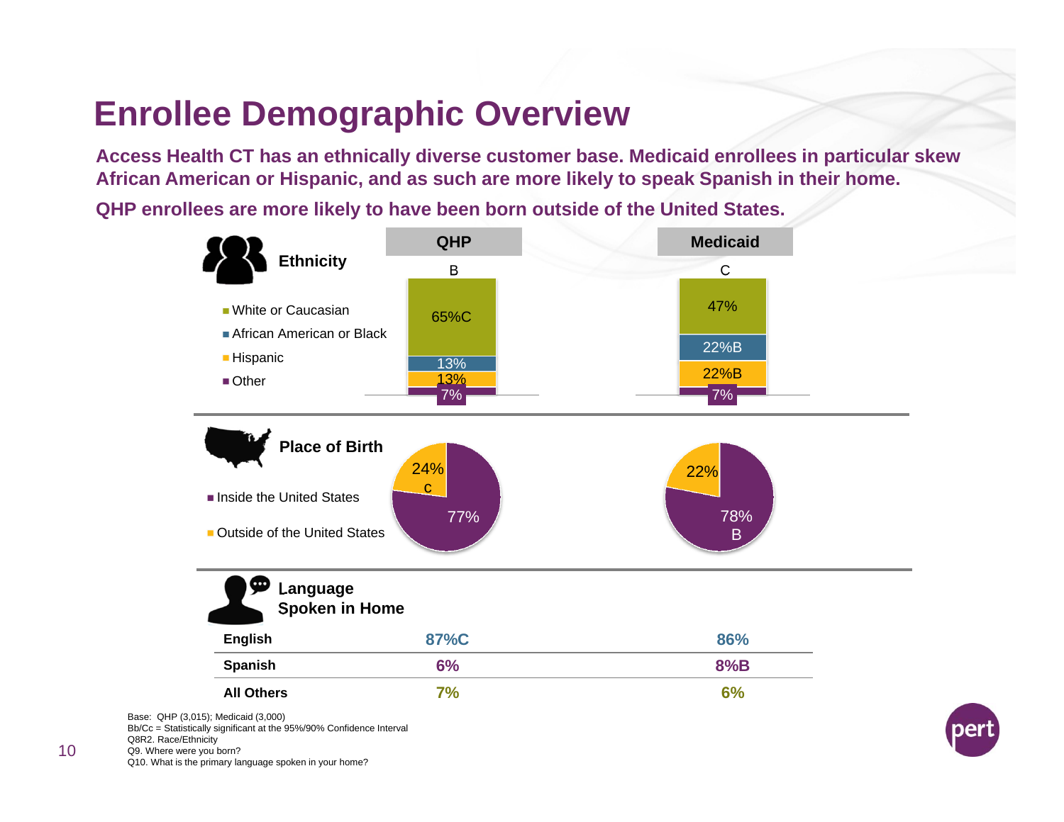# Enrollee Demographic Overview

**Access Health CT has an ethnically diverse customer base. Medicaid enrollees in particular skew African American or Hispanic, and as such are more likely to speak Spanish in their home.**

**QHP enrollees are more likely to have been born outside of the United States.**

## Ethnicity

| | QHP (B) | Medicaid (C) |
|---|---|---|
| White or Caucasian | 65%C | 47% |
| African American or Black | 13% | 22%B |
| Hispanic | 13% | 22%B |
| Other | 7% | 7% |

## Place of Birth

| | QHP | Medicaid |
|---|---|---|
| Inside the United States | 77% | 78%B |
| Outside of the United States | 24%C | 22% |

## Language Spoken in Home

| | QHP | Medicaid |
|---|---|---|
| **English** | 87%C | 86% |
| **Spanish** | 6% | 8%B |
| **All Others** | 7% | 6% |

Base: QHP (3,015); Medicaid (3,000)
Bb/Cc = Statistically significant at the 95%/90% Confidence Interval
Q8R2. Race/Ethnicity
Q9. Where were you born?
Q10. What is the primary language spoken in your home?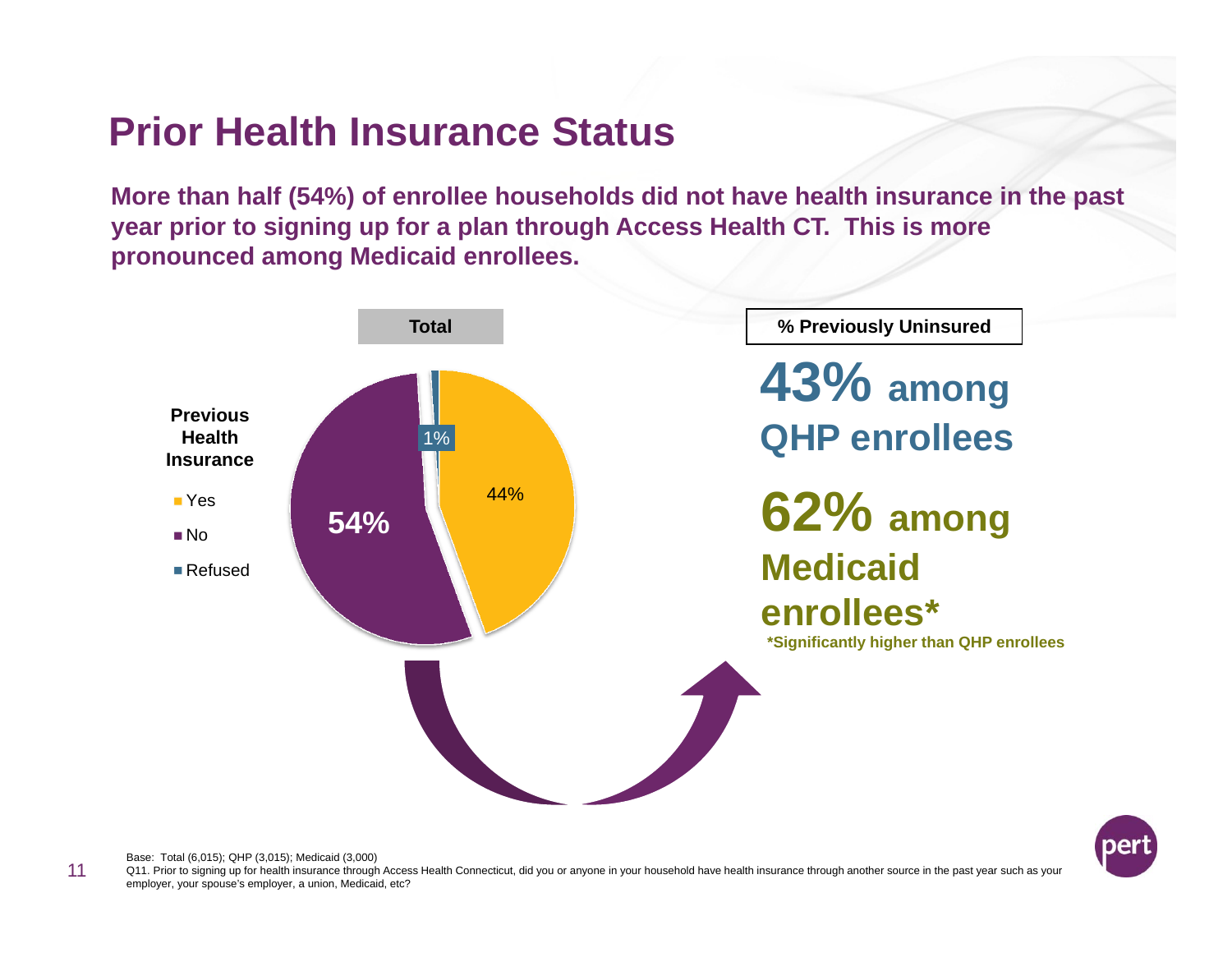# Prior Health Insurance Status

**More than half (54%) of enrollee households did not have health insurance in the past year prior to signing up for a plan through Access Health CT. This is more pronounced among Medicaid enrollees.**

**Total**

**Previous Health Insurance**

- Yes: 44%
- No: 54%
- Refused: 1%

**% Previously Uninsured**

**43% among QHP enrollees**

**62% among Medicaid enrollees***

***Significantly higher than QHP enrollees**

Base: Total (6,015); QHP (3,015); Medicaid (3,000)

Q11. Prior to signing up for health insurance through Access Health Connecticut, did you or anyone in your household have health insurance through another source in the past year such as your employer, your spouse's employer, a union, Medicaid, etc?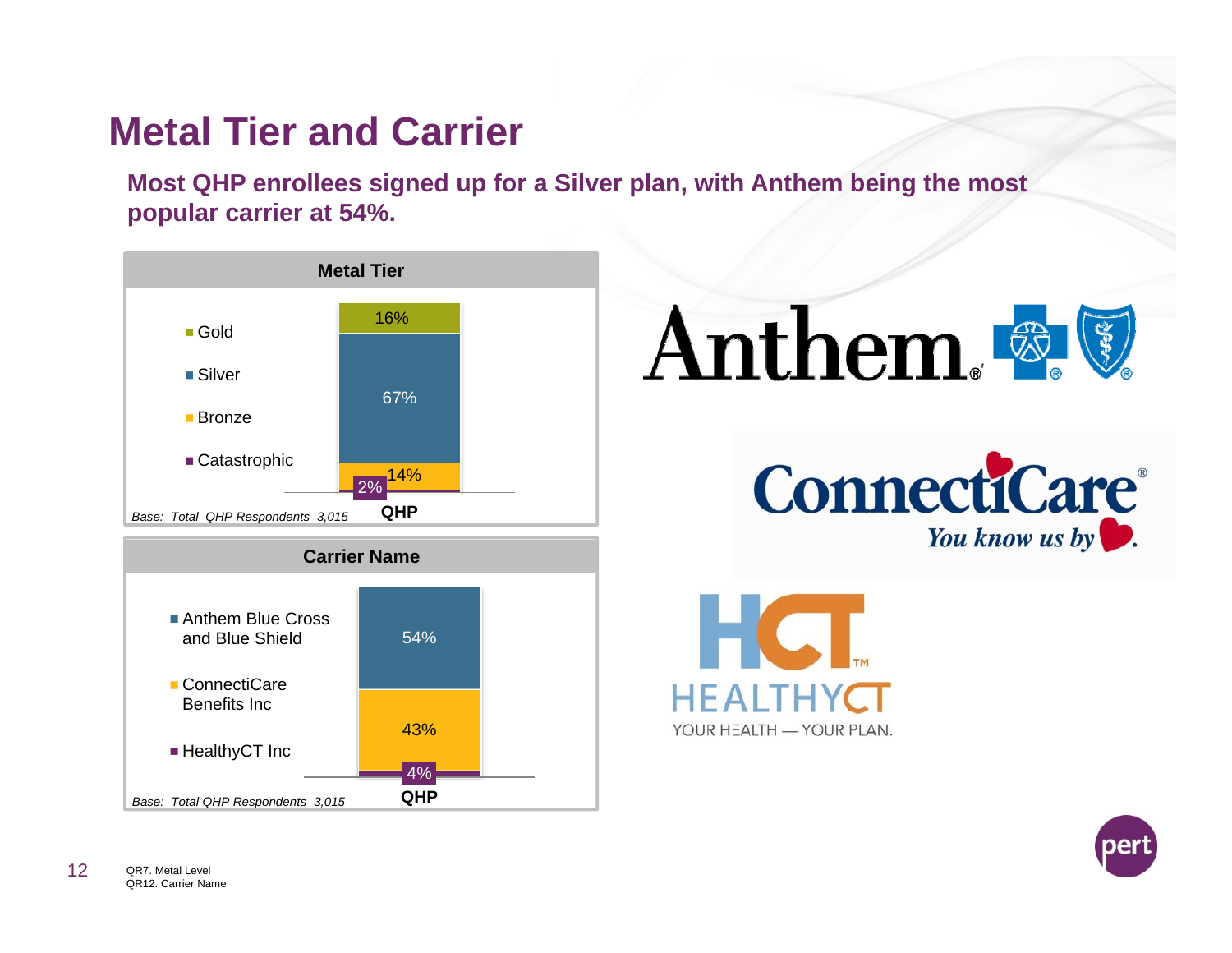# Metal Tier and Carrier

**Most QHP enrollees signed up for a Silver plan, with Anthem being the most popular carrier at 54%.**

### Metal Tier

| Metal Tier | QHP |
| --- | --- |
| Gold | 16% |
| Silver | 67% |
| Bronze | 14% |
| Catastrophic | 2% |

*Base: Total QHP Respondents 3,015*

### Carrier Name

| Carrier Name | QHP |
| --- | --- |
| Anthem Blue Cross and Blue Shield | 54% |
| ConnectiCare Benefits Inc | 43% |
| HealthyCT Inc | 4% |

*Base: Total QHP Respondents 3,015*

Anthem.

ConnectiCare® You know us by ♥.

HCT™ HEALTHYCT YOUR HEALTH — YOUR PLAN.

QR7. Metal Level
QR12. Carrier Name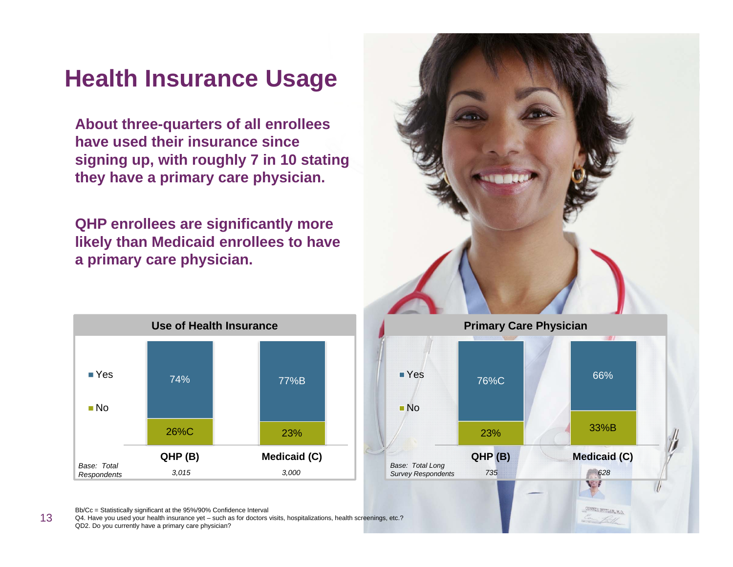# Health Insurance Usage

**About three-quarters of all enrollees have used their insurance since signing up, with roughly 7 in 10 stating they have a primary care physician.**

**QHP enrollees are significantly more likely than Medicaid enrollees to have a primary care physician.**

**Use of Health Insurance**

| | QHP (B) | Medicaid (C) |
|---|---|---|
| Yes | 74% | 77%B |
| No | 26%C | 23% |
| *Base: Total Respondents* | *3,015* | *3,000* |

**Primary Care Physician**

| | QHP (B) | Medicaid (C) |
|---|---|---|
| Yes | 76%C | 66% |
| No | 23% | 33%B |
| *Base: Total Long Survey Respondents* | *735* | *628* |

Bb/Cc = Statistically significant at the 95%/90% Confidence Interval
Q4. Have you used your health insurance yet – such as for doctors visits, hospitalizations, health screenings, etc.?
QD2. Do you currently have a primary care physician?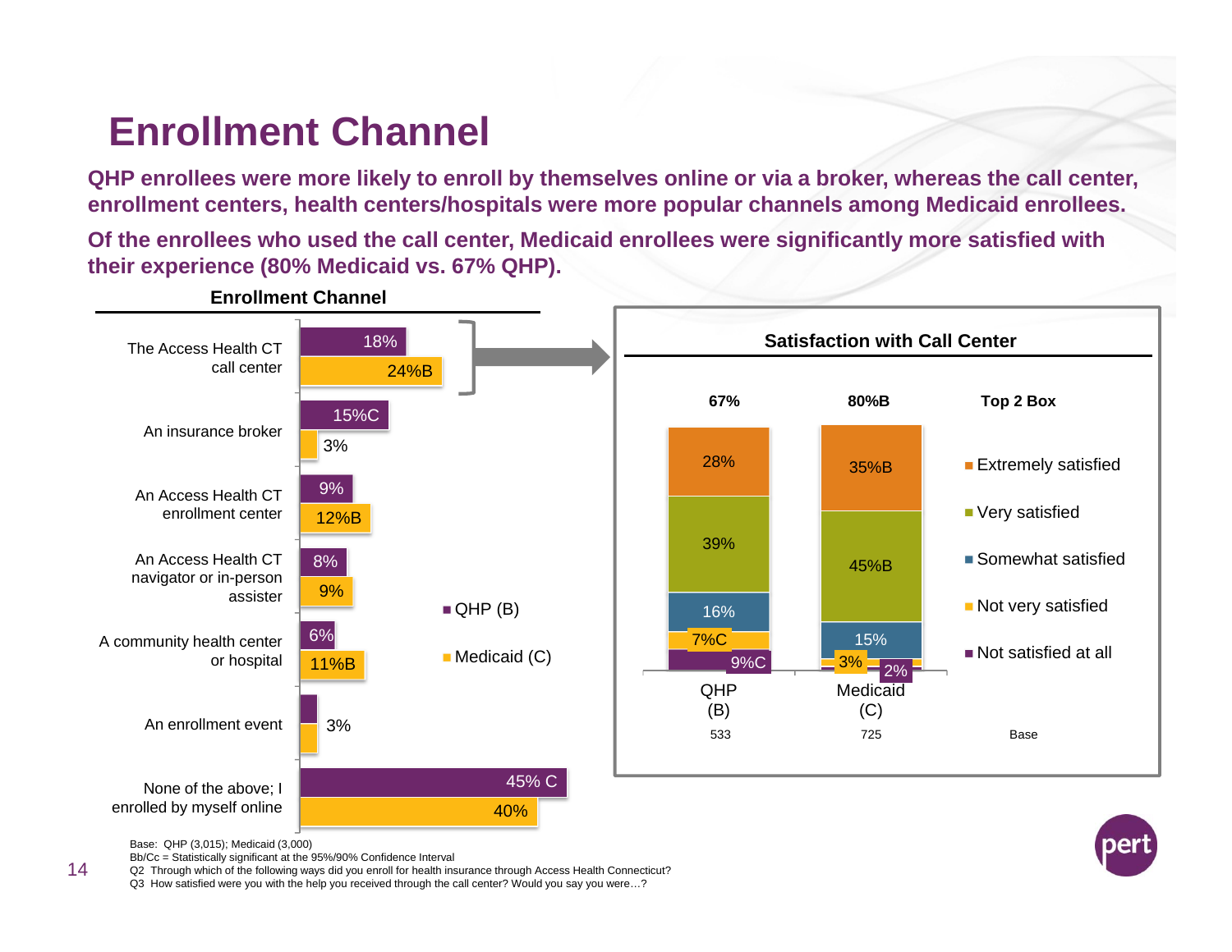# Enrollment Channel

**QHP enrollees were more likely to enroll by themselves online or via a broker, whereas the call center, enrollment centers, health centers/hospitals were more popular channels among Medicaid enrollees.**

**Of the enrollees who used the call center, Medicaid enrollees were significantly more satisfied with their experience (80% Medicaid vs. 67% QHP).**

**Enrollment Channel**

| | QHP (B) | Medicaid (C) |
|---|---|---|
| The Access Health CT call center | 18% | 24%B |
| An insurance broker | 15%C | 3% |
| An Access Health CT enrollment center | 9% | 12%B |
| An Access Health CT navigator or in-person assister | 8% | 9% |
| A community health center or hospital | 6% | 11%B |
| An enrollment event | 3% | 3% |
| None of the above; I enrolled by myself online | 45% C | 40% |

**Satisfaction with Call Center**

| | QHP (B) | Medicaid (C) |
|---|---|---|
| Top 2 Box | 67% | 80%B |
| Extremely satisfied | 28% | 35%B |
| Very satisfied | 39% | 45%B |
| Somewhat satisfied | 16% | 15% |
| Not very satisfied | 7%C | 3% |
| Not satisfied at all | 9%C | 2% |
| Base | 533 | 725 |

Base: QHP (3,015); Medicaid (3,000)
Bb/Cc = Statistically significant at the 95%/90% Confidence Interval
Q2 Through which of the following ways did you enroll for health insurance through Access Health Connecticut?
Q3 How satisfied were you with the help you received through the call center? Would you say you were…?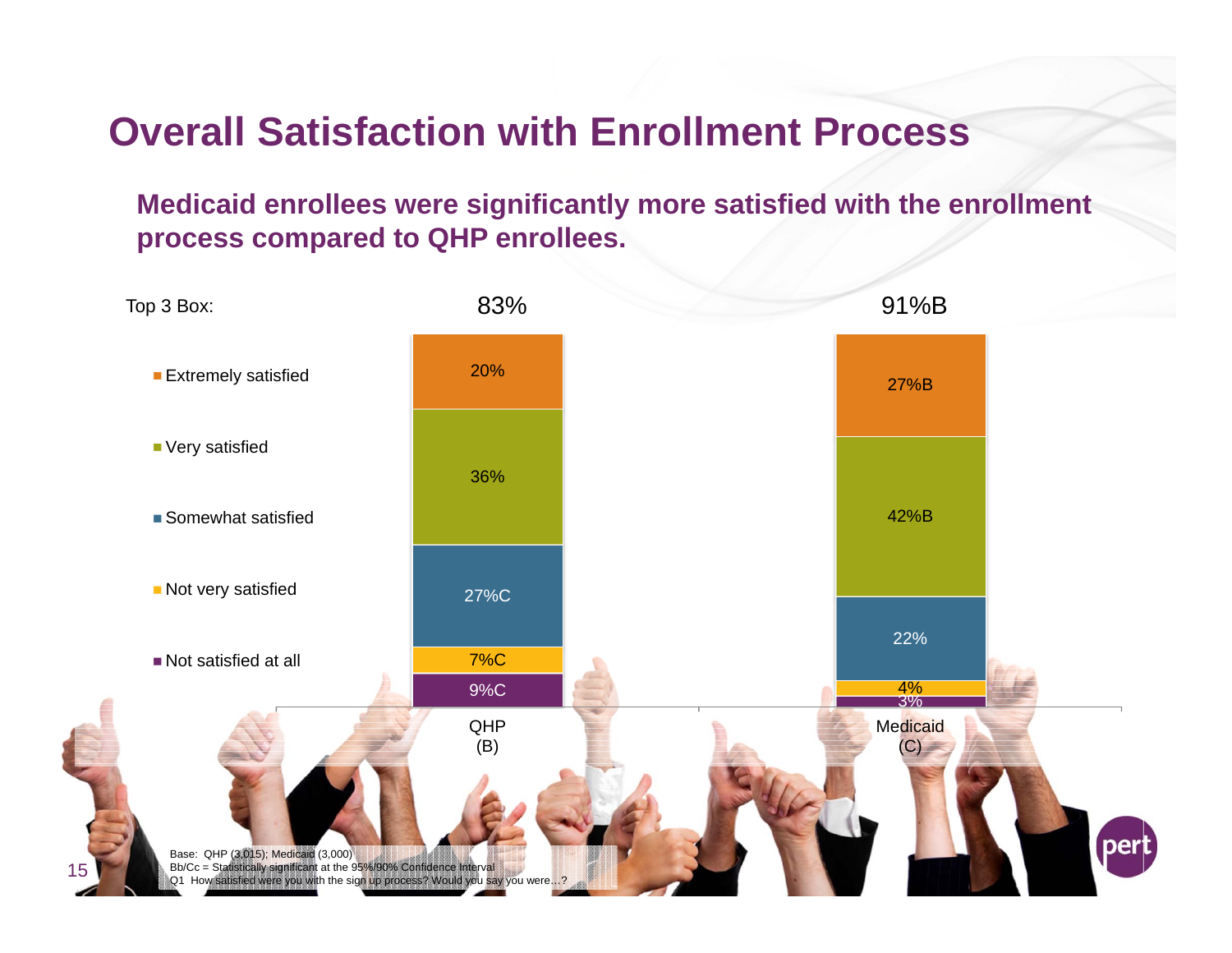# Overall Satisfaction with Enrollment Process

**Medicaid enrollees were significantly more satisfied with the enrollment process compared to QHP enrollees.**

| | QHP (B) | Medicaid (C) |
|---|---|---|
| Top 3 Box: | 83% | 91%B |
| Extremely satisfied | 20% | 27%B |
| Very satisfied | 36% | 42%B |
| Somewhat satisfied | 27%C | 22% |
| Not very satisfied | 7%C | 4% |
| Not satisfied at all | 9%C | 3% |

Base: QHP (3,015); Medicaid (3,000)
Bb/Cc = Statistically significant at the 95%/90% Confidence Interval
Q1 How satisfied were you with the sign up process? Would you say you were…?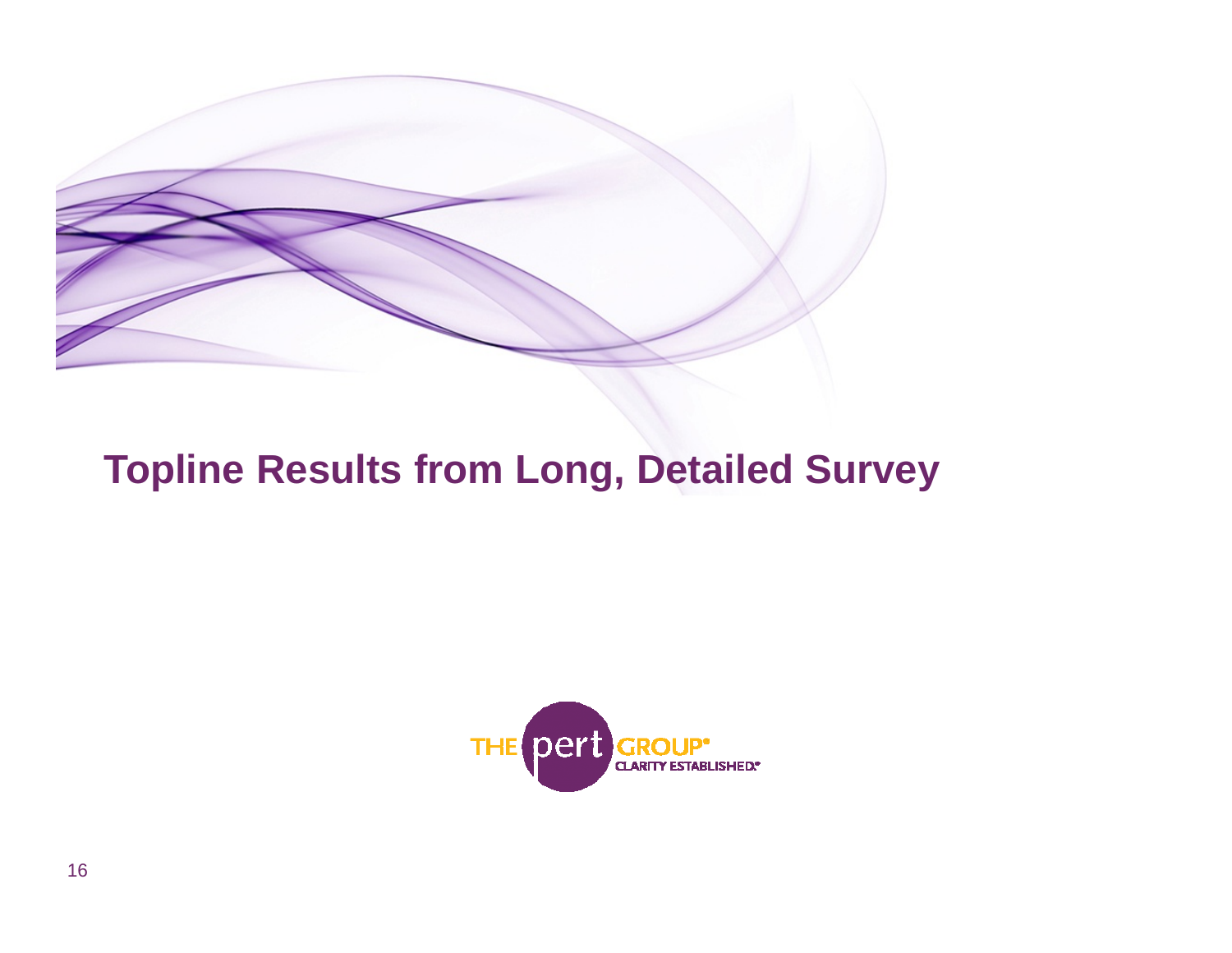# Topline Results from Long, Detailed Survey

THE pert GROUP®
CLARITY ESTABLISHED.®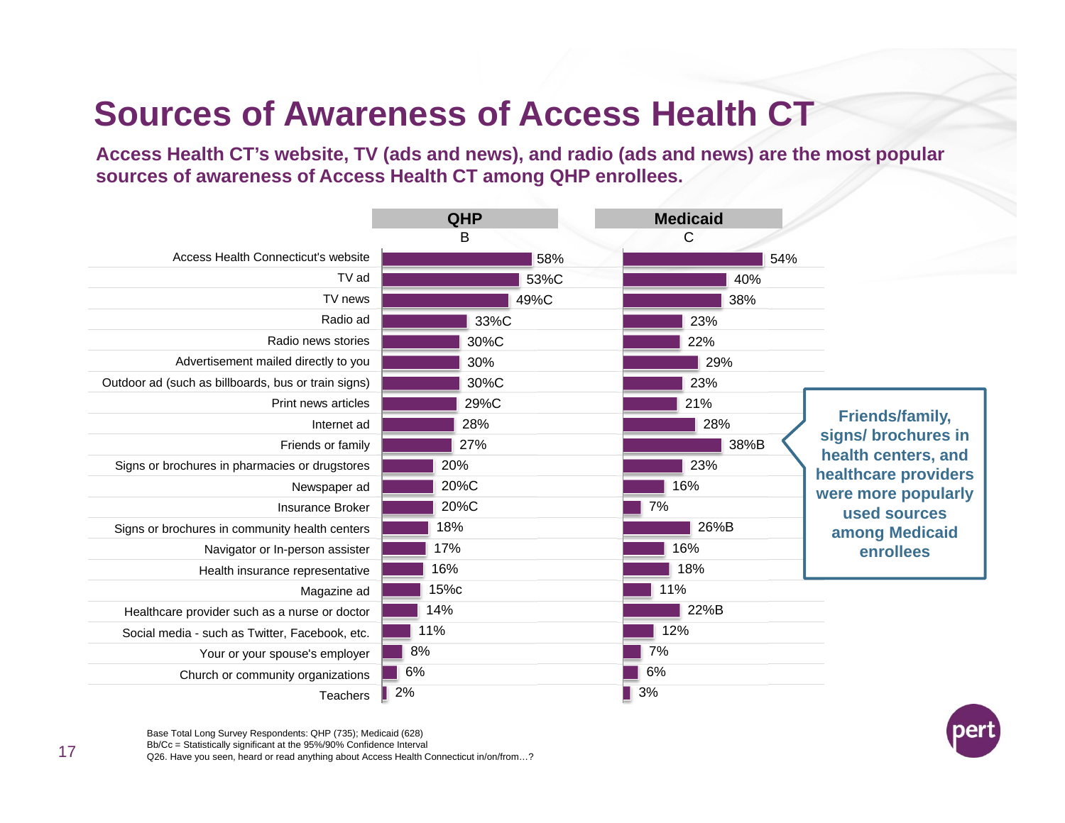# Sources of Awareness of Access Health CT

**Access Health CT's website, TV (ads and news), and radio (ads and news) are the most popular sources of awareness of Access Health CT among QHP enrollees.**

| | QHP<br>B | Medicaid<br>C |
|---|---|---|
| Access Health Connecticut's website | 58% | 54% |
| TV ad | 53%C | 40% |
| TV news | 49%C | 38% |
| Radio ad | 33%C | 23% |
| Radio news stories | 30%C | 22% |
| Advertisement mailed directly to you | 30% | 29% |
| Outdoor ad (such as billboards, bus or train signs) | 30%C | 23% |
| Print news articles | 29%C | 21% |
| Internet ad | 28% | 28% |
| Friends or family | 27% | 38%B |
| Signs or brochures in pharmacies or drugstores | 20% | 23% |
| Newspaper ad | 20%C | 16% |
| Insurance Broker | 20%C | 7% |
| Signs or brochures in community health centers | 18% | 26%B |
| Navigator or In-person assister | 17% | 16% |
| Health insurance representative | 16% | 18% |
| Magazine ad | 15%c | 11% |
| Healthcare provider such as a nurse or doctor | 14% | 22%B |
| Social media - such as Twitter, Facebook, etc. | 11% | 12% |
| Your or your spouse's employer | 8% | 7% |
| Church or community organizations | 6% | 6% |
| Teachers | 2% | 3% |

**Friends/family, signs/ brochures in health centers, and healthcare providers were more popularly used sources among Medicaid enrollees**

Base Total Long Survey Respondents: QHP (735); Medicaid (628)
Bb/Cc = Statistically significant at the 95%/90% Confidence Interval
Q26. Have you seen, heard or read anything about Access Health Connecticut in/on/from…?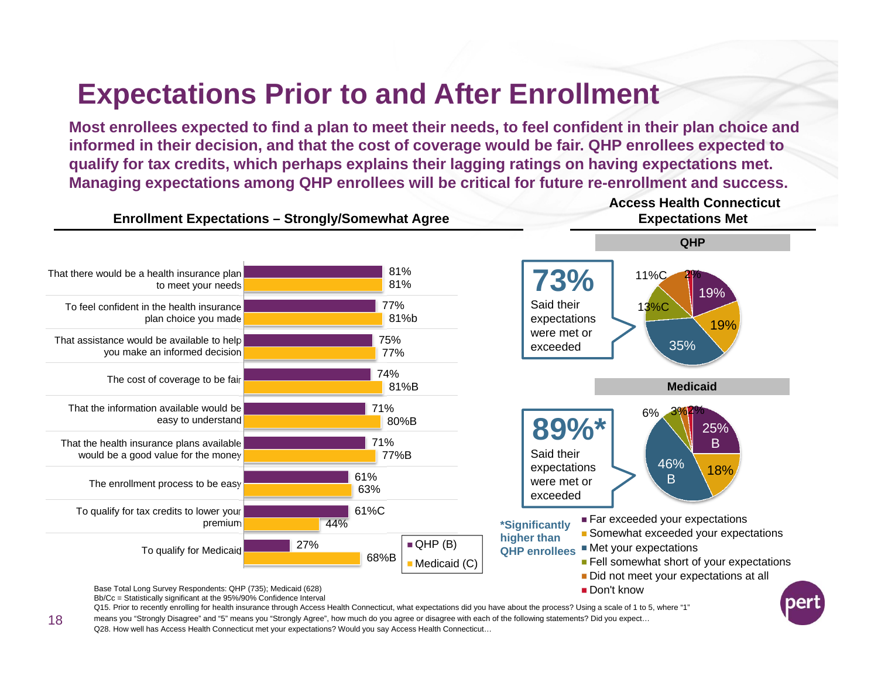# Expectations Prior to and After Enrollment

**Most enrollees expected to find a plan to meet their needs, to feel confident in their plan choice and informed in their decision, and that the cost of coverage would be fair. QHP enrollees expected to qualify for tax credits, which perhaps explains their lagging ratings on having expectations met. Managing expectations among QHP enrollees will be critical for future re-enrollment and success.**

## Enrollment Expectations – Strongly/Somewhat Agree

| Expectation | QHP (B) | Medicaid (C) |
|---|---|---|
| That there would be a health insurance plan to meet your needs | 81% | 81% |
| To feel confident in the health insurance plan choice you made | 77% | 81%b |
| That assistance would be available to help you make an informed decision | 75% | 77% |
| The cost of coverage to be fair | 74% | 81%B |
| That the information available would be easy to understand | 71% | 80%B |
| That the health insurance plans available would be a good value for the money | 71% | 77%B |
| The enrollment process to be easy | 61% | 63% |
| To qualify for tax credits to lower your premium | 61%C | 44% |
| To qualify for Medicaid | 27% | 68%B |

## Access Health Connecticut Expectations Met

**QHP**

**73%** Said their expectations were met or exceeded

| Response | QHP | Medicaid |
|---|---|---|
| Far exceeded your expectations | 19% | 25% B |
| Somewhat exceeded your expectations | 19% | 18% |
| Met your expectations | 35% | 46% B |
| Fell somewhat short of your expectations | 13%C | 6% |
| Did not meet your expectations at all | 11%C | 3% |
| Don't know | 2% | 2% |

**Medicaid**

**89%*** Said their expectations were met or exceeded

*Significantly higher than QHP enrollees

Base Total Long Survey Respondents: QHP (735); Medicaid (628)
Bb/Cc = Statistically significant at the 95%/90% Confidence Interval
Q15. Prior to recently enrolling for health insurance through Access Health Connecticut, what expectations did you have about the process? Using a scale of 1 to 5, where "1" means you "Strongly Disagree" and "5" means you "Strongly Agree", how much do you agree or disagree with each of the following statements? Did you expect…
Q28. How well has Access Health Connecticut met your expectations? Would you say Access Health Connecticut…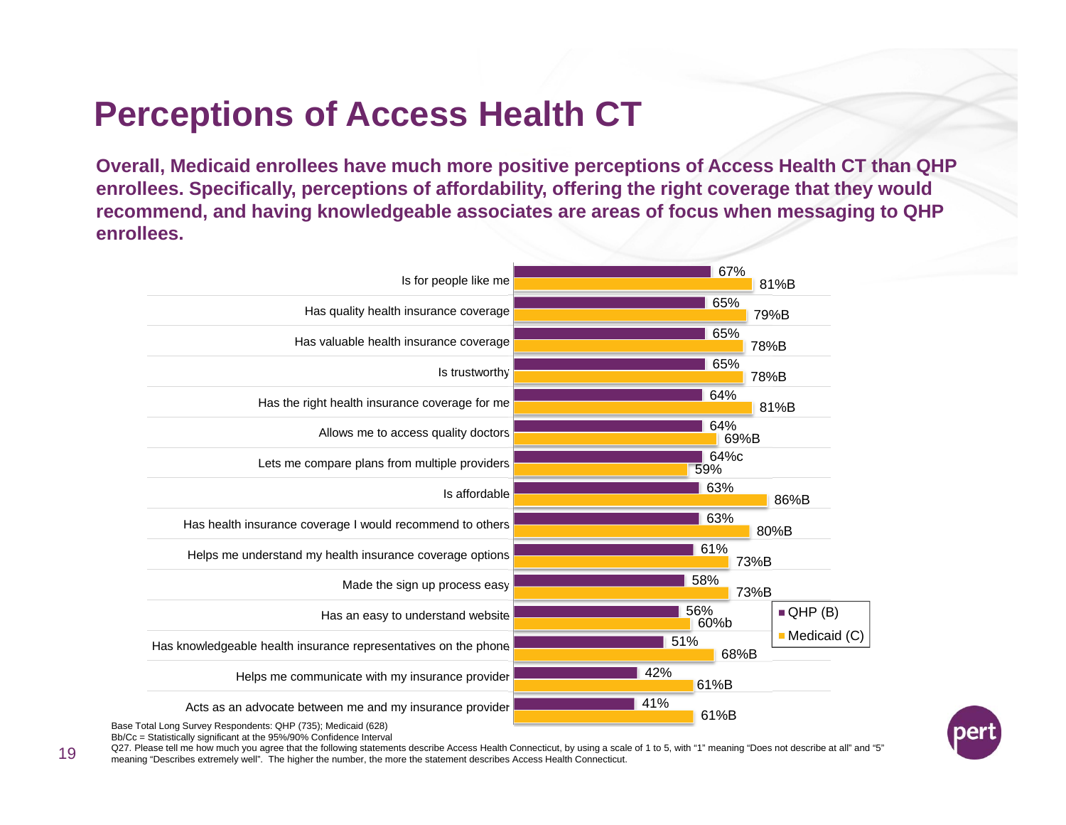# Perceptions of Access Health CT

**Overall, Medicaid enrollees have much more positive perceptions of Access Health CT than QHP enrollees. Specifically, perceptions of affordability, offering the right coverage that they would recommend, and having knowledgeable associates are areas of focus when messaging to QHP enrollees.**

| Statement | QHP (B) | Medicaid (C) |
|---|---|---|
| Is for people like me | 67% | 81%B |
| Has quality health insurance coverage | 65% | 79%B |
| Has valuable health insurance coverage | 65% | 78%B |
| Is trustworthy | 65% | 78%B |
| Has the right health insurance coverage for me | 64% | 81%B |
| Allows me to access quality doctors | 64% | 69%B |
| Lets me compare plans from multiple providers | 64%c | 59% |
| Is affordable | 63% | 86%B |
| Has health insurance coverage I would recommend to others | 63% | 80%B |
| Helps me understand my health insurance coverage options | 61% | 73%B |
| Made the sign up process easy | 58% | 73%B |
| Has an easy to understand website | 56% | 60%b |
| Has knowledgeable health insurance representatives on the phone | 51% | 68%B |
| Helps me communicate with my insurance provider | 42% | 61%B |
| Acts as an advocate between me and my insurance provider | 41% | 61%B |

Base Total Long Survey Respondents: QHP (735); Medicaid (628)
Bb/Cc = Statistically significant at the 95%/90% Confidence Interval
Q27. Please tell me how much you agree that the following statements describe Access Health Connecticut, by using a scale of 1 to 5, with "1" meaning "Does not describe at all" and "5" meaning "Describes extremely well". The higher the number, the more the statement describes Access Health Connecticut.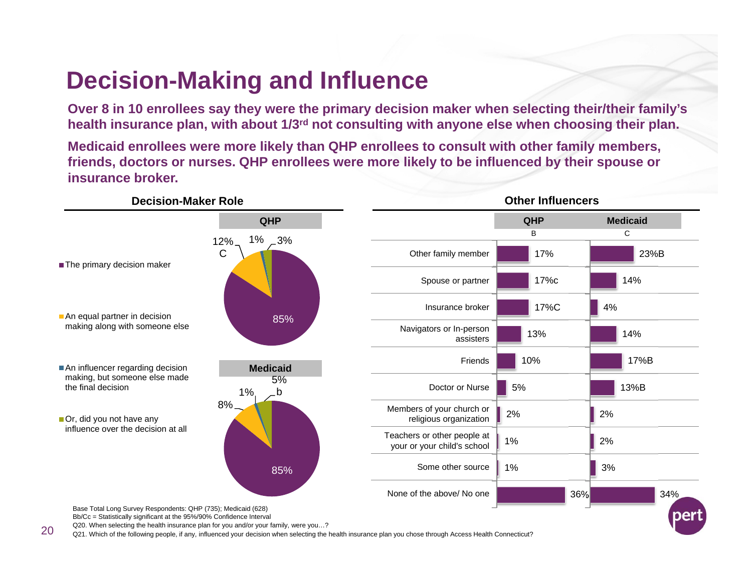# Decision-Making and Influence

**Over 8 in 10 enrollees say they were the primary decision maker when selecting their/their family's health insurance plan, with about 1/3rd not consulting with anyone else when choosing their plan.**

**Medicaid enrollees were more likely than QHP enrollees to consult with other family members, friends, doctors or nurses. QHP enrollees were more likely to be influenced by their spouse or insurance broker.**

### Decision-Maker Role

| | QHP | Medicaid |
|---|---|---|
| The primary decision maker | 85% | 85% |
| An equal partner in decision making along with someone else | 12% C | 8% |
| An influencer regarding decision making, but someone else made the final decision | 1% | 1% |
| Or, did you not have any influence over the decision at all | 3% | 5% b |

### Other Influencers

| | QHP (B) | Medicaid (C) |
|---|---|---|
| Other family member | 17% | 23%B |
| Spouse or partner | 17%c | 14% |
| Insurance broker | 17%C | 4% |
| Navigators or In-person assisters | 13% | 14% |
| Friends | 10% | 17%B |
| Doctor or Nurse | 5% | 13%B |
| Members of your church or religious organization | 2% | 2% |
| Teachers or other people at your or your child's school | 1% | 2% |
| Some other source | 1% | 3% |
| None of the above/ No one | 36% | 34% |

Base Total Long Survey Respondents: QHP (735); Medicaid (628)
Bb/Cc = Statistically significant at the 95%/90% Confidence Interval
Q20. When selecting the health insurance plan for you and/or your family, were you…?
Q21. Which of the following people, if any, influenced your decision when selecting the health insurance plan you chose through Access Health Connecticut?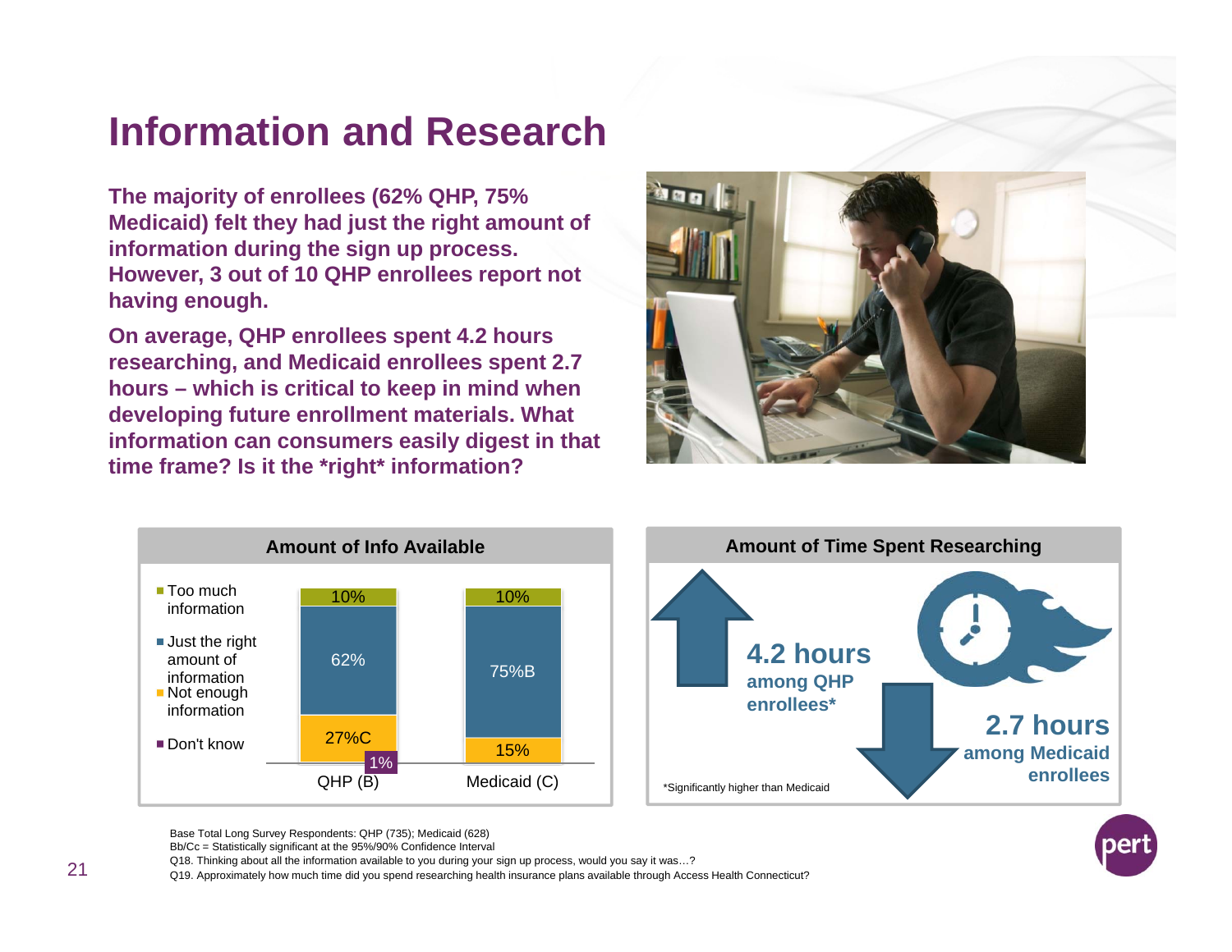# Information and Research

**The majority of enrollees (62% QHP, 75% Medicaid) felt they had just the right amount of information during the sign up process. However, 3 out of 10 QHP enrollees report not having enough.**

**On average, QHP enrollees spent 4.2 hours researching, and Medicaid enrollees spent 2.7 hours – which is critical to keep in mind when developing future enrollment materials. What information can consumers easily digest in that time frame? Is it the *right* information?**

### Amount of Info Available

| | QHP (B) | Medicaid (C) |
|---|---|---|
| Too much information | 10% | 10% |
| Just the right amount of information | 62% | 75%B |
| Not enough information | 27%C | 15% |
| Don't know | 1% | |

### Amount of Time Spent Researching

**4.2 hours** among QHP enrollees*

**2.7 hours** among Medicaid enrollees

*Significantly higher than Medicaid

Base Total Long Survey Respondents: QHP (735); Medicaid (628)
Bb/Cc = Statistically significant at the 95%/90% Confidence Interval
Q18. Thinking about all the information available to you during your sign up process, would you say it was…?
Q19. Approximately how much time did you spend researching health insurance plans available through Access Health Connecticut?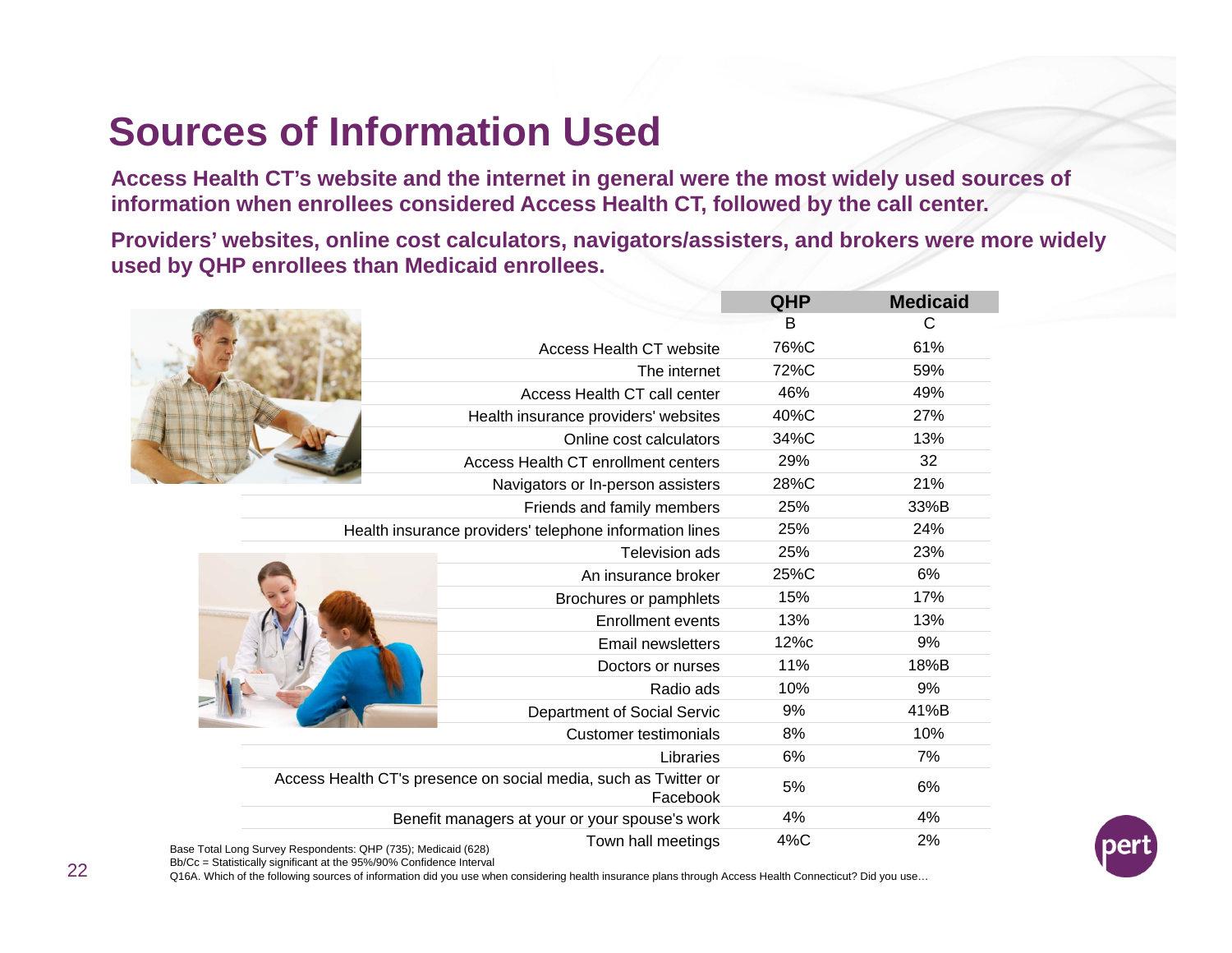# Sources of Information Used

**Access Health CT's website and the internet in general were the most widely used sources of information when enrollees considered Access Health CT, followed by the call center.**

**Providers' websites, online cost calculators, navigators/assisters, and brokers were more widely used by QHP enrollees than Medicaid enrollees.**

| | QHP | Medicaid |
|---|---|---|
| | B | C |
| Access Health CT website | 76%C | 61% |
| The internet | 72%C | 59% |
| Access Health CT call center | 46% | 49% |
| Health insurance providers' websites | 40%C | 27% |
| Online cost calculators | 34%C | 13% |
| Access Health CT enrollment centers | 29% | 32 |
| Navigators or In-person assisters | 28%C | 21% |
| Friends and family members | 25% | 33%B |
| Health insurance providers' telephone information lines | 25% | 24% |
| Television ads | 25% | 23% |
| An insurance broker | 25%C | 6% |
| Brochures or pamphlets | 15% | 17% |
| Enrollment events | 13% | 13% |
| Email newsletters | 12%c | 9% |
| Doctors or nurses | 11% | 18%B |
| Radio ads | 10% | 9% |
| Department of Social Servic | 9% | 41%B |
| Customer testimonials | 8% | 10% |
| Libraries | 6% | 7% |
| Access Health CT's presence on social media, such as Twitter or Facebook | 5% | 6% |
| Benefit managers at your or your spouse's work | 4% | 4% |
| Town hall meetings | 4%C | 2% |

Base Total Long Survey Respondents: QHP (735); Medicaid (628)
Bb/Cc = Statistically significant at the 95%/90% Confidence Interval
Q16A. Which of the following sources of information did you use when considering health insurance plans through Access Health Connecticut? Did you use…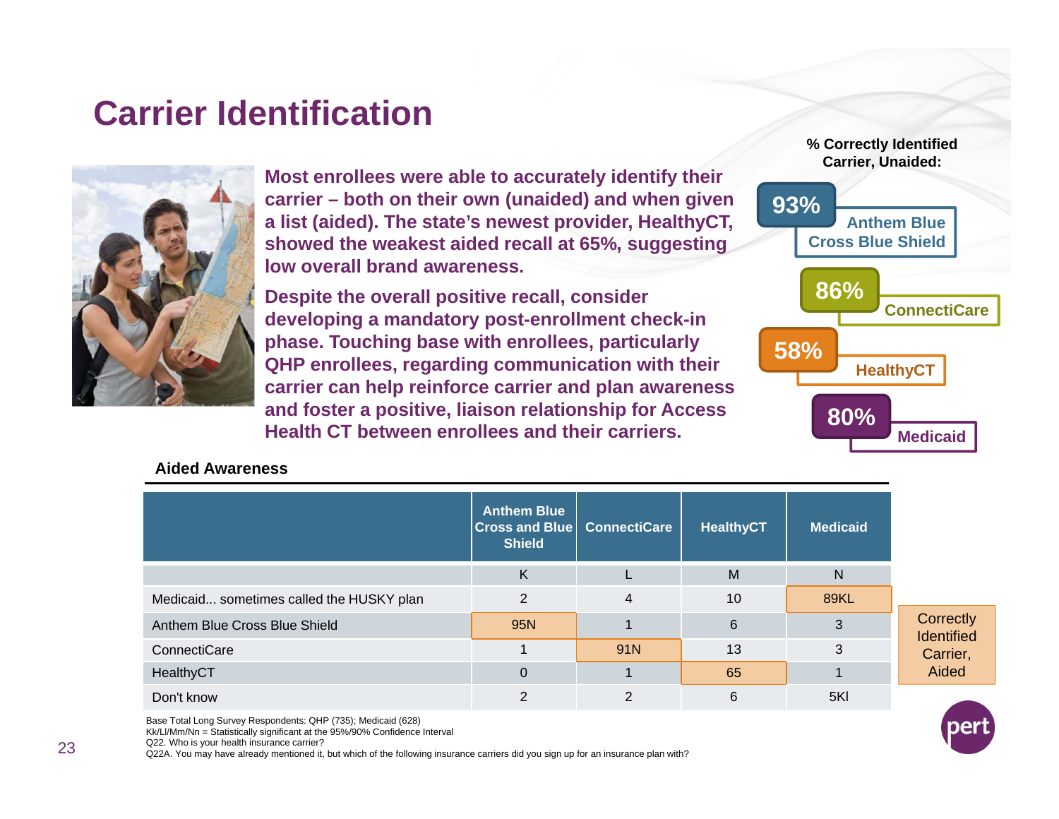# Carrier Identification

**Most enrollees were able to accurately identify their carrier – both on their own (unaided) and when given a list (aided). The state's newest provider, HealthyCT, showed the weakest aided recall at 65%, suggesting low overall brand awareness.**

**Despite the overall positive recall, consider developing a mandatory post-enrollment check-in phase. Touching base with enrollees, particularly QHP enrollees, regarding communication with their carrier can help reinforce carrier and plan awareness and foster a positive, liaison relationship for Access Health CT between enrollees and their carriers.**

**% Correctly Identified Carrier, Unaided:**

- 93% Anthem Blue Cross Blue Shield
- 86% ConnectiCare
- 58% HealthyCT
- 80% Medicaid

**Aided Awareness**

| | Anthem Blue Cross and Blue Shield | ConnectiCare | HealthyCT | Medicaid |
|---|---|---|---|---|
| | K | L | M | N |
| Medicaid... sometimes called the HUSKY plan | 2 | 4 | 10 | 89KL |
| Anthem Blue Cross Blue Shield | 95N | 1 | 6 | 3 |
| ConnectiCare | 1 | 91N | 13 | 3 |
| HealthyCT | 0 | 1 | 65 | 1 |
| Don't know | 2 | 2 | 6 | 5Kl |

Highlighted cells: Correctly Identified Carrier, Aided

Base Total Long Survey Respondents: QHP (735); Medicaid (628)
Kk/Ll/Mm/Nn = Statistically significant at the 95%/90% Confidence Interval
Q22. Who is your health insurance carrier?
Q22A. You may have already mentioned it, but which of the following insurance carriers did you sign up for an insurance plan with?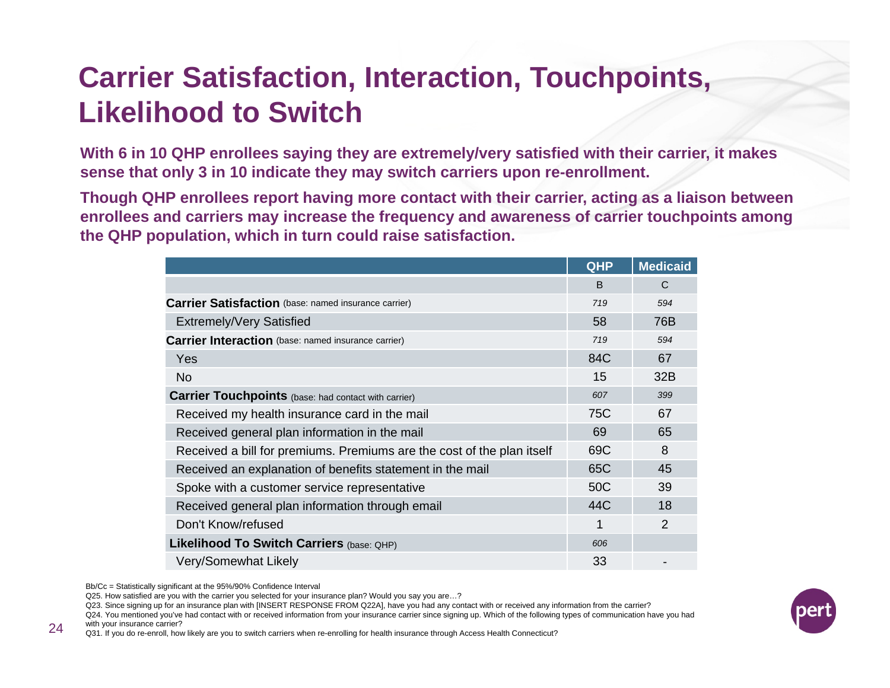# Carrier Satisfaction, Interaction, Touchpoints, Likelihood to Switch

**With 6 in 10 QHP enrollees saying they are extremely/very satisfied with their carrier, it makes sense that only 3 in 10 indicate they may switch carriers upon re-enrollment.**

**Though QHP enrollees report having more contact with their carrier, acting as a liaison between enrollees and carriers may increase the frequency and awareness of carrier touchpoints among the QHP population, which in turn could raise satisfaction.**

| | QHP | Medicaid |
|---|---|---|
| | B | C |
| **Carrier Satisfaction** (base: named insurance carrier) | *719* | *594* |
| Extremely/Very Satisfied | 58 | 76B |
| **Carrier Interaction** (base: named insurance carrier) | *719* | *594* |
| Yes | 84C | 67 |
| No | 15 | 32B |
| **Carrier Touchpoints** (base: had contact with carrier) | *607* | *399* |
| Received my health insurance card in the mail | 75C | 67 |
| Received general plan information in the mail | 69 | 65 |
| Received a bill for premiums. Premiums are the cost of the plan itself | 69C | 8 |
| Received an explanation of benefits statement in the mail | 65C | 45 |
| Spoke with a customer service representative | 50C | 39 |
| Received general plan information through email | 44C | 18 |
| Don't Know/refused | 1 | 2 |
| **Likelihood To Switch Carriers** (base: QHP) | *606* | |
| Very/Somewhat Likely | 33 | - |

Bb/Cc = Statistically significant at the 95%/90% Confidence Interval

Q25. How satisfied are you with the carrier you selected for your insurance plan? Would you say you are…?

Q23. Since signing up for an insurance plan with [INSERT RESPONSE FROM Q22A], have you had any contact with or received any information from the carrier?

Q24. You mentioned you've had contact with or received information from your insurance carrier since signing up. Which of the following types of communication have you had with your insurance carrier?

Q31. If you do re-enroll, how likely are you to switch carriers when re-enrolling for health insurance through Access Health Connecticut?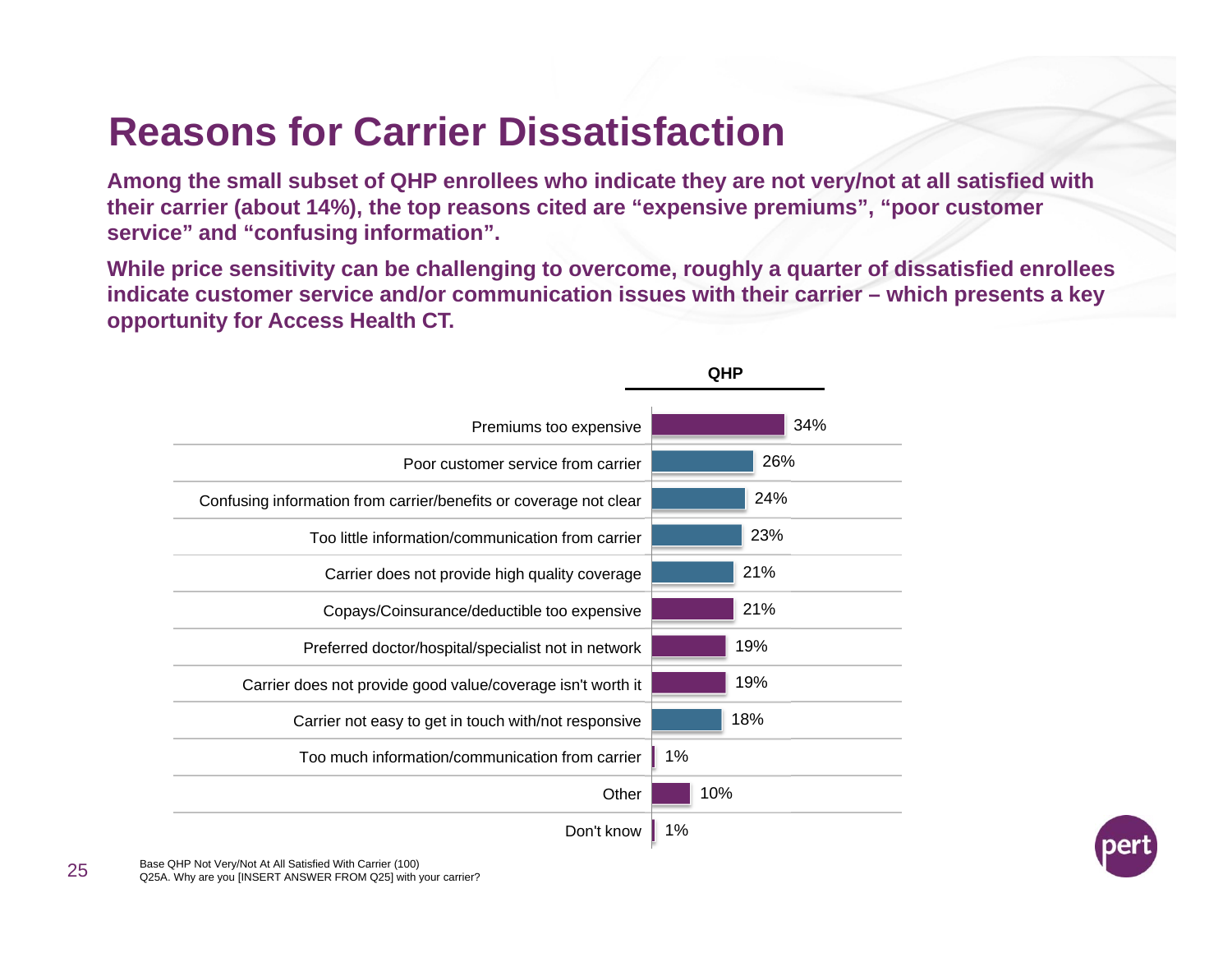# Reasons for Carrier Dissatisfaction

**Among the small subset of QHP enrollees who indicate they are not very/not at all satisfied with their carrier (about 14%), the top reasons cited are "expensive premiums", "poor customer service" and "confusing information".**

**While price sensitivity can be challenging to overcome, roughly a quarter of dissatisfied enrollees indicate customer service and/or communication issues with their carrier – which presents a key opportunity for Access Health CT.**

| | QHP |
|---|---|
| Premiums too expensive | 34% |
| Poor customer service from carrier | 26% |
| Confusing information from carrier/benefits or coverage not clear | 24% |
| Too little information/communication from carrier | 23% |
| Carrier does not provide high quality coverage | 21% |
| Copays/Coinsurance/deductible too expensive | 21% |
| Preferred doctor/hospital/specialist not in network | 19% |
| Carrier does not provide good value/coverage isn't worth it | 19% |
| Carrier not easy to get in touch with/not responsive | 18% |
| Too much information/communication from carrier | 1% |
| Other | 10% |
| Don't know | 1% |

Base QHP Not Very/Not At All Satisfied With Carrier (100)
Q25A. Why are you [INSERT ANSWER FROM Q25] with your carrier?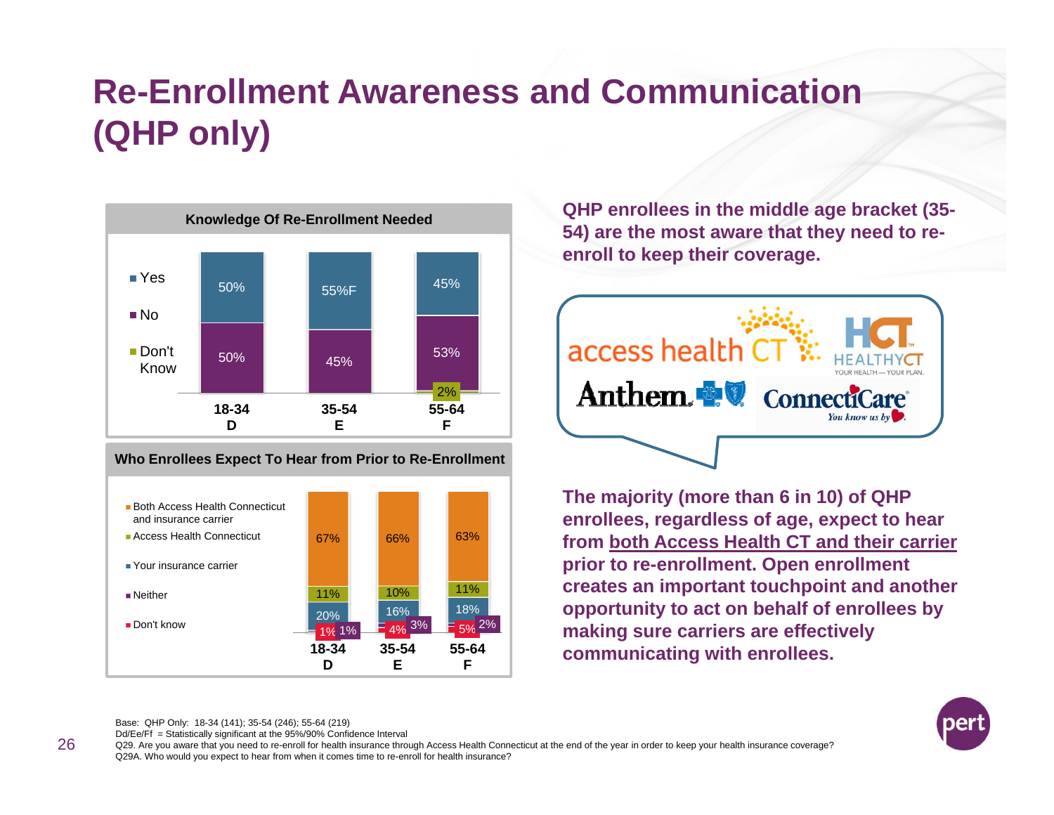# Re-Enrollment Awareness and Communication (QHP only)

**Knowledge Of Re-Enrollment Needed**

| | 18-34 D | 35-54 E | 55-64 F |
|---|---|---|---|
| Yes | 50% | 55%F | 45% |
| No | 50% | 45% | 53% |
| Don't Know | | | 2% |

**Who Enrollees Expect To Hear from Prior to Re-Enrollment**

| | 18-34 D | 35-54 E | 55-64 F |
|---|---|---|---|
| Both Access Health Connecticut and insurance carrier | 67% | 66% | 63% |
| Access Health Connecticut | 11% | 10% | 11% |
| Your insurance carrier | 20% | 16% | 18% |
| Neither | 1% | 3% | 2% |
| Don't know | 1% | 4% | 5% |

**QHP enrollees in the middle age bracket (35-54) are the most aware that they need to re-enroll to keep their coverage.**

access health CT | HEALTHYCT YOUR HEALTH — YOUR PLAN. | Anthem | ConnectiCare You know us by ♥.

**The majority (more than 6 in 10) of QHP enrollees, regardless of age, expect to hear from <u>both Access Health CT and their carrier</u> prior to re-enrollment. Open enrollment creates an important touchpoint and another opportunity to act on behalf of enrollees by making sure carriers are effectively communicating with enrollees.**

Base: QHP Only: 18-34 (141); 35-54 (246); 55-64 (219)
Dd/Ee/Ff = Statistically significant at the 95%/90% Confidence Interval
Q29. Are you aware that you need to re-enroll for health insurance through Access Health Connecticut at the end of the year in order to keep your health insurance coverage?
Q29A. Who would you expect to hear from when it comes time to re-enroll for health insurance?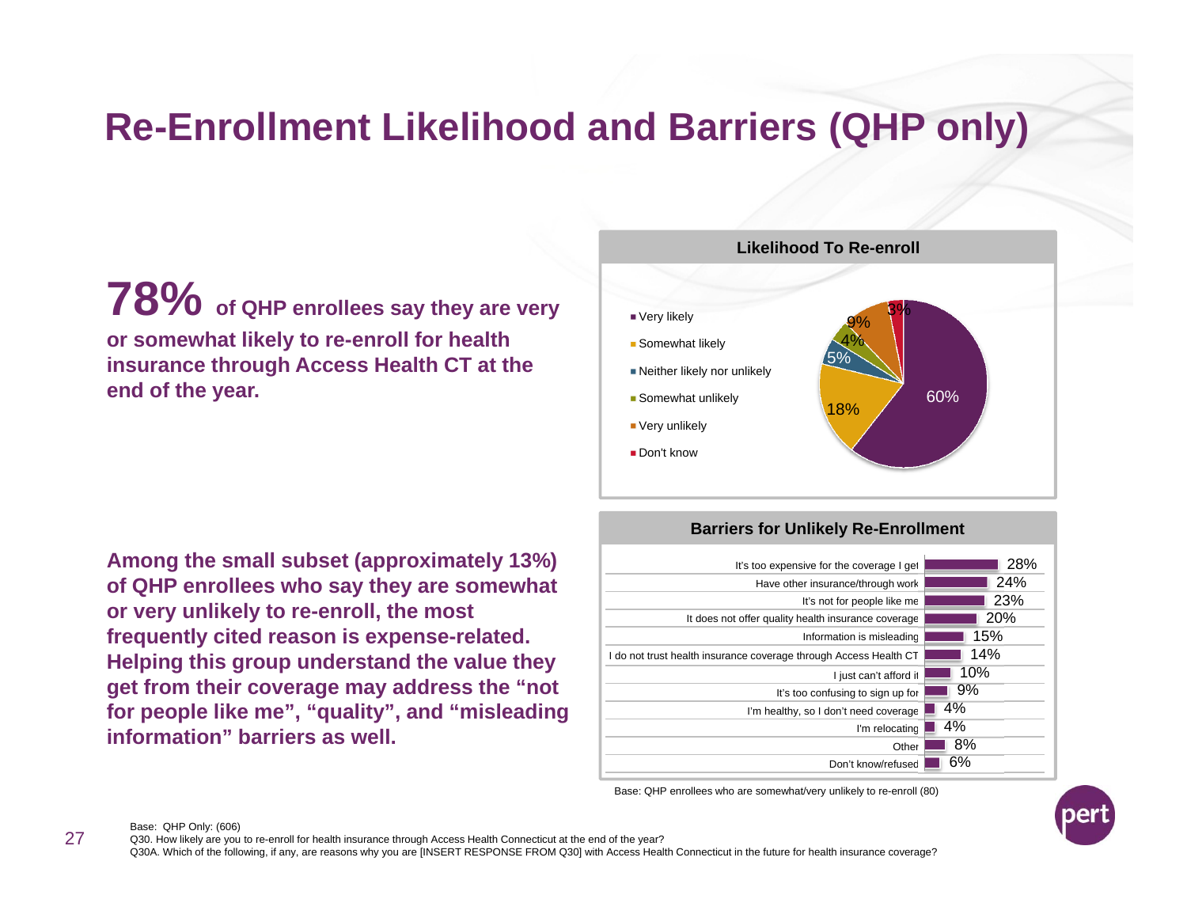# Re-Enrollment Likelihood and Barriers (QHP only)

**78% of QHP enrollees say they are very or somewhat likely to re-enroll for health insurance through Access Health CT at the end of the year.**

### Likelihood To Re-enroll

| Response | % |
|---|---|
| Very likely | 60% |
| Somewhat likely | 18% |
| Neither likely nor unlikely | 5% |
| Somewhat unlikely | 4% |
| Very unlikely | 9% |
| Don't know | 3% |

**Among the small subset (approximately 13%) of QHP enrollees who say they are somewhat or very unlikely to re-enroll, the most frequently cited reason is expense-related. Helping this group understand the value they get from their coverage may address the "not for people like me", "quality", and "misleading information" barriers as well.**

### Barriers for Unlikely Re-Enrollment

| Reason | % |
|---|---|
| It's too expensive for the coverage I get | 28% |
| Have other insurance/through work | 24% |
| It's not for people like me | 23% |
| It does not offer quality health insurance coverage | 20% |
| Information is misleading | 15% |
| I do not trust health insurance coverage through Access Health CT | 14% |
| I just can't afford it | 10% |
| It's too confusing to sign up for | 9% |
| I'm healthy, so I don't need coverage | 4% |
| I'm relocating | 4% |
| Other | 8% |
| Don't know/refused | 6% |

Base: QHP enrollees who are somewhat/very unlikely to re-enroll (80)

Base: QHP Only: (606)
Q30. How likely are you to re-enroll for health insurance through Access Health Connecticut at the end of the year?
Q30A. Which of the following, if any, are reasons why you are [INSERT RESPONSE FROM Q30] with Access Health Connecticut in the future for health insurance coverage?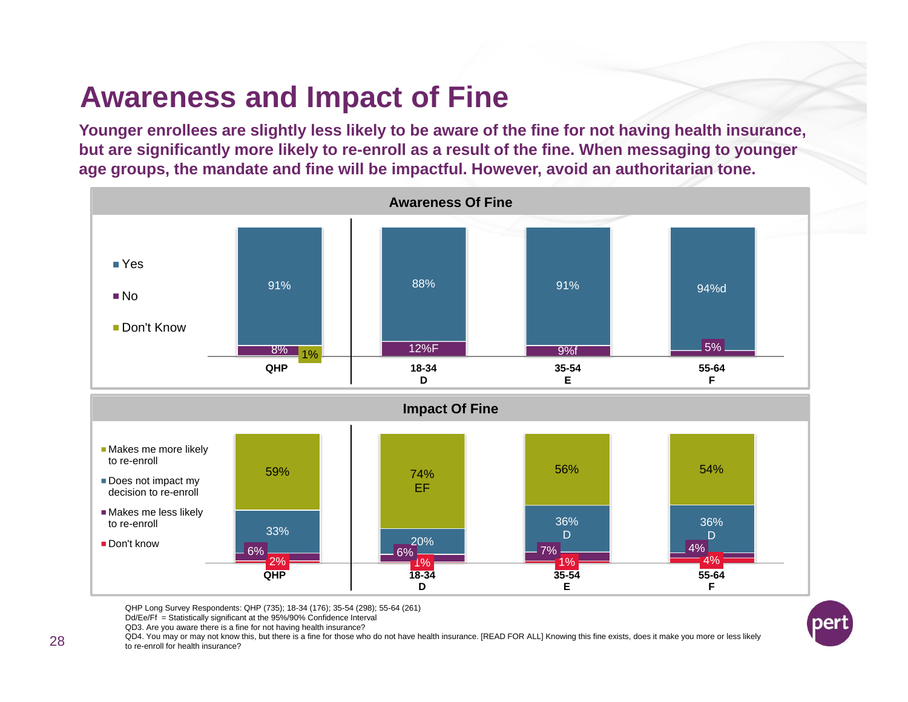# Awareness and Impact of Fine

**Younger enrollees are slightly less likely to be aware of the fine for not having health insurance, but are significantly more likely to re-enroll as a result of the fine. When messaging to younger age groups, the mandate and fine will be impactful. However, avoid an authoritarian tone.**

**Awareness Of Fine**

Yes

No

Don't Know

QHP: 91% / 8% / 1%

18-34 D: 88% / 12%F

35-54 E: 91% / 9%f

55-64 F: 94%d / 5%

**Impact Of Fine**

Makes me more likely to re-enroll

Does not impact my decision to re-enroll

Makes me less likely to re-enroll

Don't know

QHP: 59% / 33% / 6% / 2%

18-34 D: 74% EF / 20% / 6% / 1%

35-54 E: 56% / 36% D / 7% / 1%

55-64 F: 54% / 36% D / 4% / 4%

QHP Long Survey Respondents: QHP (735); 18-34 (176); 35-54 (298); 55-64 (261)
Dd/Ee/Ff = Statistically significant at the 95%/90% Confidence Interval
QD3. Are you aware there is a fine for not having health insurance?
QD4. You may or may not know this, but there is a fine for those who do not have health insurance. [READ FOR ALL] Knowing this fine exists, does it make you more or less likely to re-enroll for health insurance?

pert